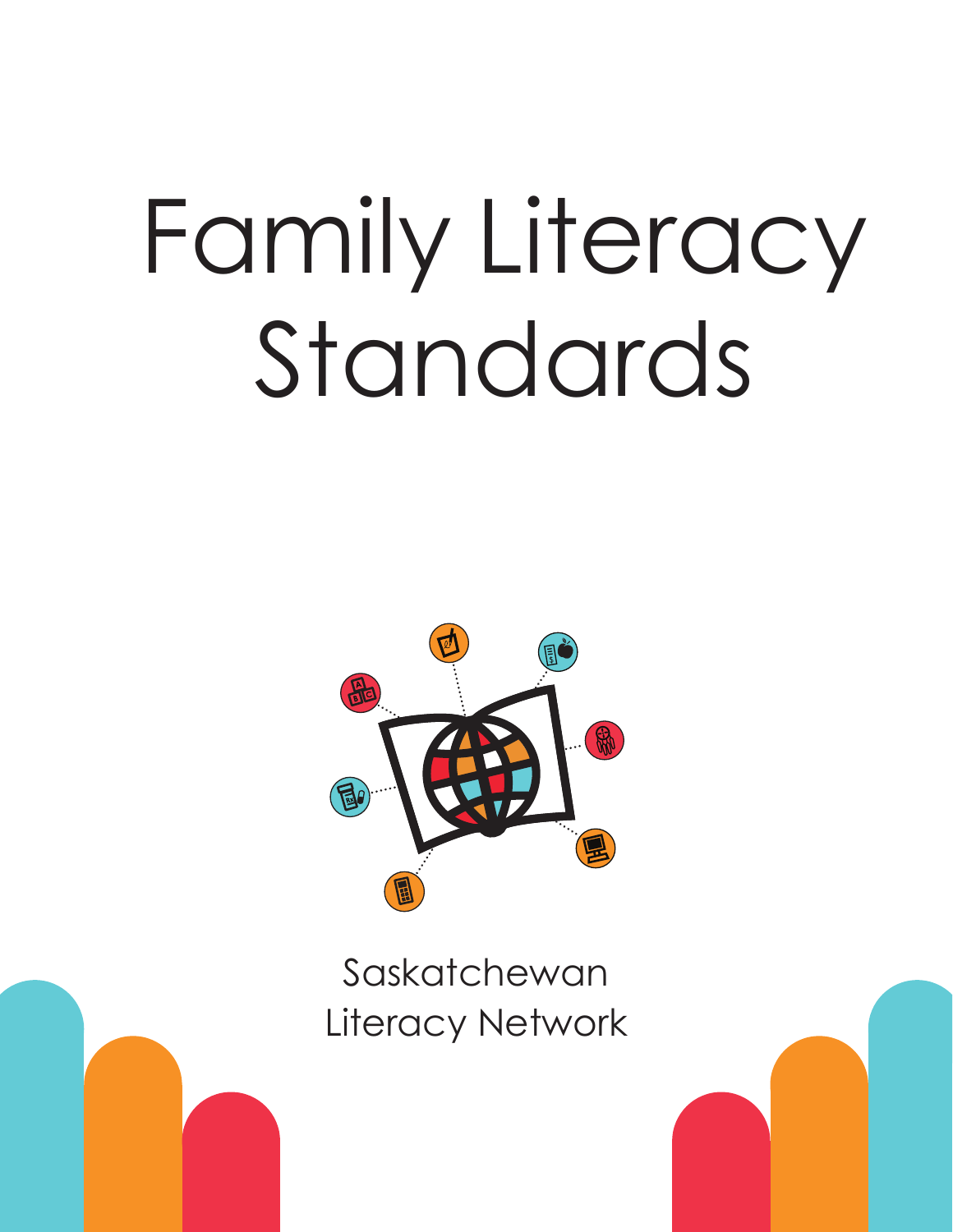# Family Literacy Standards

Saskatchewan Literacy Network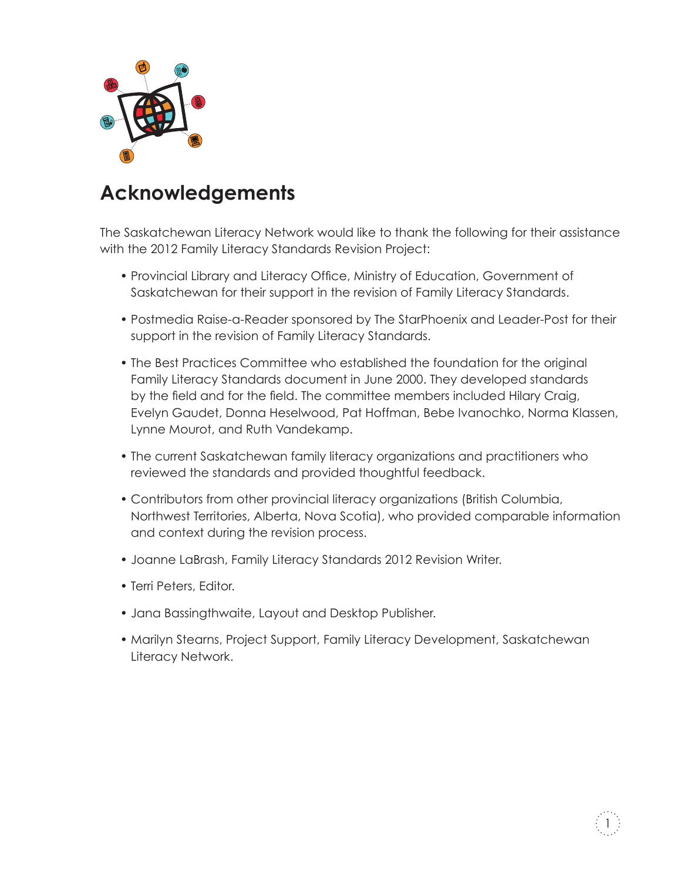# Acknowledgements

The Saskatchewan Literacy Network would like to thank the following for their assistance with the 2012 Family Literacy Standards Revision Project:

- Provincial Library and Literacy Office, Ministry of Education, Government of Saskatchewan for their support in the revision of Family Literacy Standards.
- Postmedia Raise-a-Reader sponsored by The StarPhoenix and Leader-Post for their support in the revision of Family Literacy Standards.
- The Best Practices Committee who established the foundation for the original Family Literacy Standards document in June 2000. They developed standards by the field and for the field. The committee members included Hilary Craig, Evelyn Gaudet, Donna Heselwood, Pat Hoffman, Bebe Ivanochko, Norma Klassen, Lynne Mourot, and Ruth Vandekamp.
- The current Saskatchewan family literacy organizations and practitioners who reviewed the standards and provided thoughtful feedback.
- Contributors from other provincial literacy organizations (British Columbia, Northwest Territories, Alberta, Nova Scotia), who provided comparable information and context during the revision process.
- Joanne LaBrash, Family Literacy Standards 2012 Revision Writer.
- Terri Peters, Editor.
- Jana Bassingthwaite, Layout and Desktop Publisher.
- Marilyn Stearns, Project Support, Family Literacy Development, Saskatchewan Literacy Network.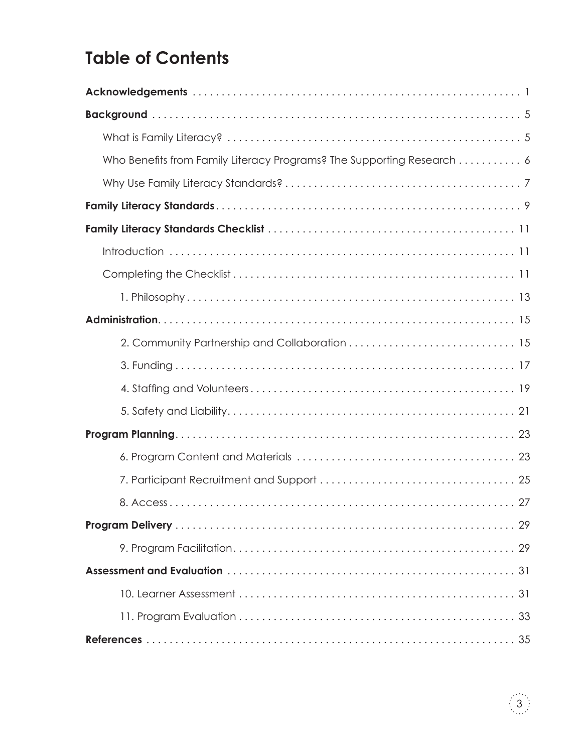## Table of Contents

**Acknowledgements** . . . . . . . . . . . . . . . . . . . . . . . . . . . . . . . . . . . . . . . . . . . . . . . . . . . . . . . . . 1

**Background** . . . . . . . . . . . . . . . . . . . . . . . . . . . . . . . . . . . . . . . . . . . . . . . . . . . . . . . . . . . . . 5

- What is Family Literacy? . . . . . . . . . . . . . . . . . . . . . . . . . . . . . . . . . . . . . . . . . . . . . . . . . . 5
- Who Benefits from Family Literacy Programs? The Supporting Research . . . . . . . . . . . 6
- Why Use Family Literacy Standards? . . . . . . . . . . . . . . . . . . . . . . . . . . . . . . . . . . . . . . . . . 7

**Family Literacy Standards** . . . . . . . . . . . . . . . . . . . . . . . . . . . . . . . . . . . . . . . . . . . . . . . . . . . . 9

**Family Literacy Standards Checklist** . . . . . . . . . . . . . . . . . . . . . . . . . . . . . . . . . . . . . . . . . . . 11

- Introduction . . . . . . . . . . . . . . . . . . . . . . . . . . . . . . . . . . . . . . . . . . . . . . . . . . . . . . . . . . . . 11
- Completing the Checklist . . . . . . . . . . . . . . . . . . . . . . . . . . . . . . . . . . . . . . . . . . . . . . . . . . 11
  - 1. Philosophy . . . . . . . . . . . . . . . . . . . . . . . . . . . . . . . . . . . . . . . . . . . . . . . . . . . . . . . . 13

**Administration** . . . . . . . . . . . . . . . . . . . . . . . . . . . . . . . . . . . . . . . . . . . . . . . . . . . . . . . . . . . . . 15

- 2. Community Partnership and Collaboration . . . . . . . . . . . . . . . . . . . . . . . . . . . . 15
- 3. Funding . . . . . . . . . . . . . . . . . . . . . . . . . . . . . . . . . . . . . . . . . . . . . . . . . . . . . . . . . . 17
- 4. Staffing and Volunteers . . . . . . . . . . . . . . . . . . . . . . . . . . . . . . . . . . . . . . . . . . . . 19
- 5. Safety and Liability . . . . . . . . . . . . . . . . . . . . . . . . . . . . . . . . . . . . . . . . . . . . . . . . 21

**Program Planning** . . . . . . . . . . . . . . . . . . . . . . . . . . . . . . . . . . . . . . . . . . . . . . . . . . . . . . . . . . . 23

- 6. Program Content and Materials . . . . . . . . . . . . . . . . . . . . . . . . . . . . . . . . . . . . . . 23
- 7. Participant Recruitment and Support . . . . . . . . . . . . . . . . . . . . . . . . . . . . . . . . . 25
- 8. Access . . . . . . . . . . . . . . . . . . . . . . . . . . . . . . . . . . . . . . . . . . . . . . . . . . . . . . . . . . . 27

**Program Delivery** . . . . . . . . . . . . . . . . . . . . . . . . . . . . . . . . . . . . . . . . . . . . . . . . . . . . . . . . . . . 29

- 9. Program Facilitation . . . . . . . . . . . . . . . . . . . . . . . . . . . . . . . . . . . . . . . . . . . . . . . . 29

**Assessment and Evaluation** . . . . . . . . . . . . . . . . . . . . . . . . . . . . . . . . . . . . . . . . . . . . . . . . . . 31

- 10. Learner Assessment . . . . . . . . . . . . . . . . . . . . . . . . . . . . . . . . . . . . . . . . . . . . . . . . 31
- 11. Program Evaluation . . . . . . . . . . . . . . . . . . . . . . . . . . . . . . . . . . . . . . . . . . . . . . . . 33

**References** . . . . . . . . . . . . . . . . . . . . . . . . . . . . . . . . . . . . . . . . . . . . . . . . . . . . . . . . . . . . . . . . 35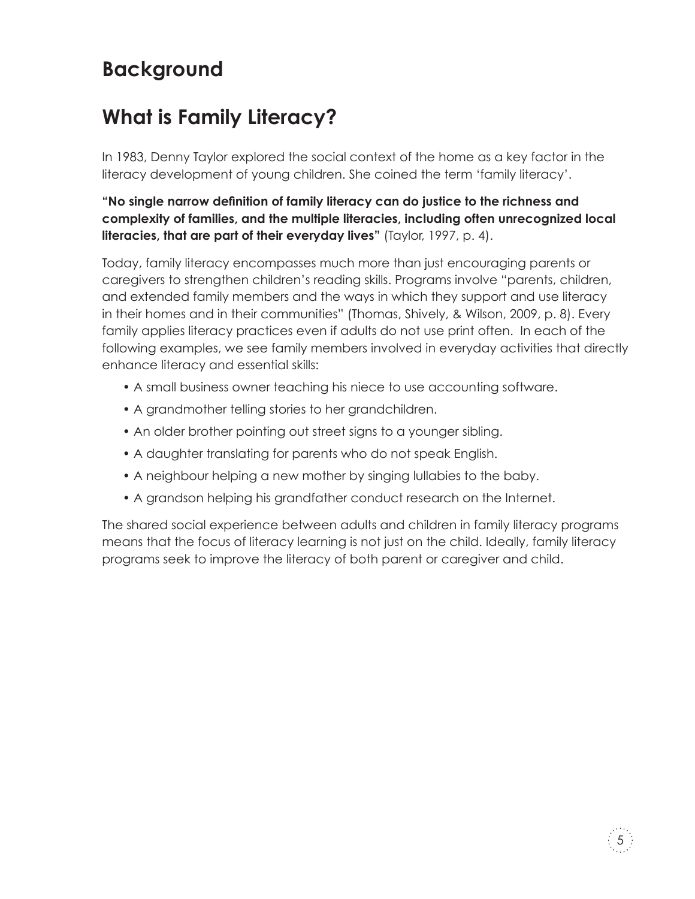# Background

## What is Family Literacy?

In 1983, Denny Taylor explored the social context of the home as a key factor in the literacy development of young children. She coined the term 'family literacy'.

**"No single narrow definition of family literacy can do justice to the richness and complexity of families, and the multiple literacies, including often unrecognized local literacies, that are part of their everyday lives"** (Taylor, 1997, p. 4).

Today, family literacy encompasses much more than just encouraging parents or caregivers to strengthen children's reading skills. Programs involve "parents, children, and extended family members and the ways in which they support and use literacy in their homes and in their communities" (Thomas, Shively, & Wilson, 2009, p. 8). Every family applies literacy practices even if adults do not use print often. In each of the following examples, we see family members involved in everyday activities that directly enhance literacy and essential skills:

- A small business owner teaching his niece to use accounting software.
- A grandmother telling stories to her grandchildren.
- An older brother pointing out street signs to a younger sibling.
- A daughter translating for parents who do not speak English.
- A neighbour helping a new mother by singing lullabies to the baby.
- A grandson helping his grandfather conduct research on the Internet.

The shared social experience between adults and children in family literacy programs means that the focus of literacy learning is not just on the child. Ideally, family literacy programs seek to improve the literacy of both parent or caregiver and child.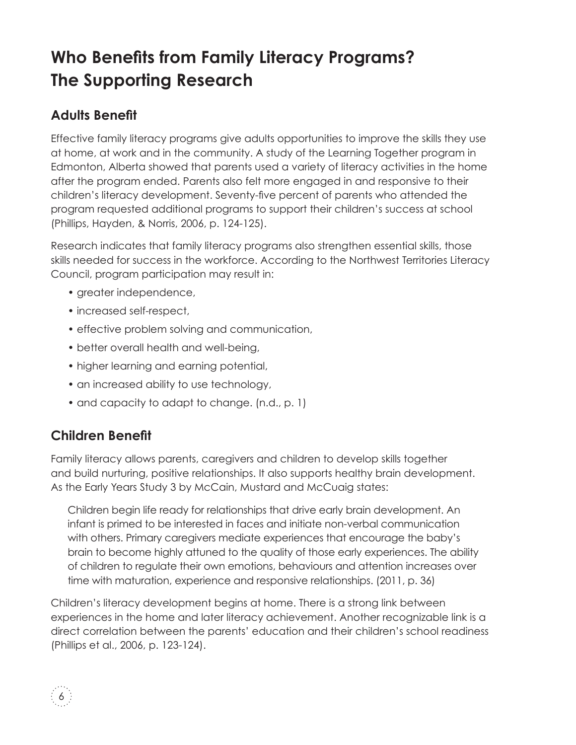# Who Benefits from Family Literacy Programs? The Supporting Research

## Adults Benefit

Effective family literacy programs give adults opportunities to improve the skills they use at home, at work and in the community. A study of the Learning Together program in Edmonton, Alberta showed that parents used a variety of literacy activities in the home after the program ended. Parents also felt more engaged in and responsive to their children's literacy development. Seventy-five percent of parents who attended the program requested additional programs to support their children's success at school (Phillips, Hayden, & Norris, 2006, p. 124-125).

Research indicates that family literacy programs also strengthen essential skills, those skills needed for success in the workforce. According to the Northwest Territories Literacy Council, program participation may result in:

- greater independence,
- increased self-respect,
- effective problem solving and communication,
- better overall health and well-being,
- higher learning and earning potential,
- an increased ability to use technology,
- and capacity to adapt to change. (n.d., p. 1)

## Children Benefit

Family literacy allows parents, caregivers and children to develop skills together and build nurturing, positive relationships. It also supports healthy brain development. As the Early Years Study 3 by McCain, Mustard and McCuaig states:

> Children begin life ready for relationships that drive early brain development. An infant is primed to be interested in faces and initiate non-verbal communication with others. Primary caregivers mediate experiences that encourage the baby's brain to become highly attuned to the quality of those early experiences. The ability of children to regulate their own emotions, behaviours and attention increases over time with maturation, experience and responsive relationships. (2011, p. 36)

Children's literacy development begins at home. There is a strong link between experiences in the home and later literacy achievement. Another recognizable link is a direct correlation between the parents' education and their children's school readiness (Phillips et al., 2006, p. 123-124).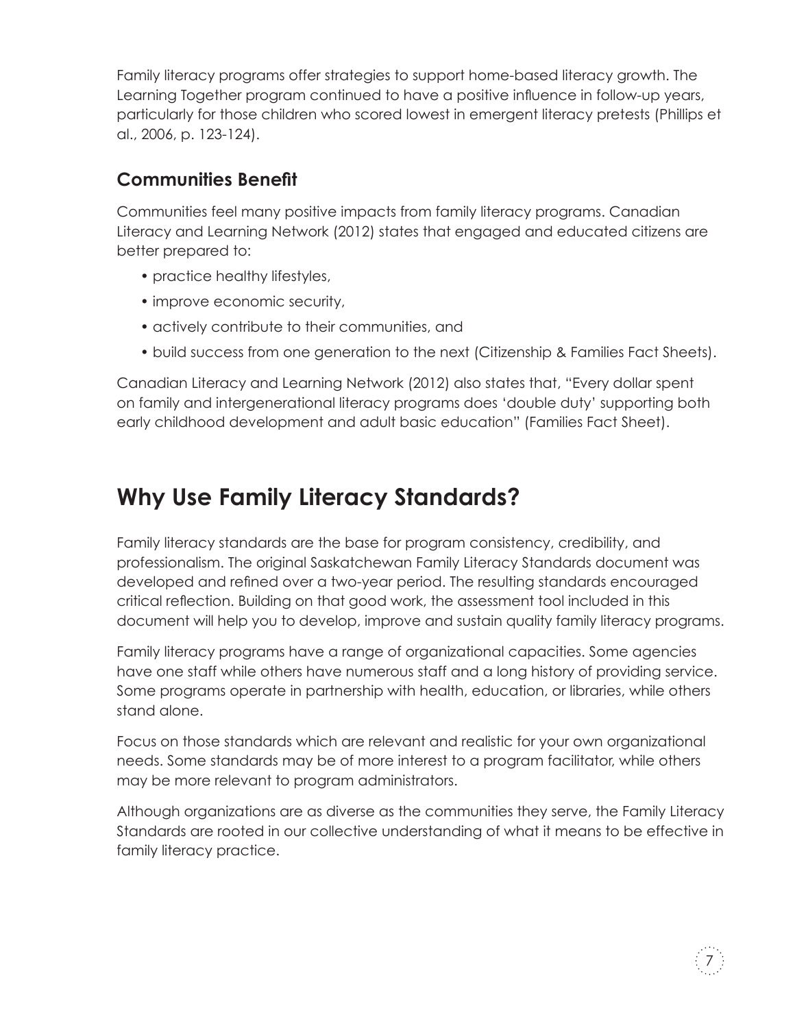Family literacy programs offer strategies to support home-based literacy growth. The Learning Together program continued to have a positive influence in follow-up years, particularly for those children who scored lowest in emergent literacy pretests (Phillips et al., 2006, p. 123-124).

### Communities Benefit

Communities feel many positive impacts from family literacy programs. Canadian Literacy and Learning Network (2012) states that engaged and educated citizens are better prepared to:

- practice healthy lifestyles,
- improve economic security,
- actively contribute to their communities, and
- build success from one generation to the next (Citizenship & Families Fact Sheets).

Canadian Literacy and Learning Network (2012) also states that, "Every dollar spent on family and intergenerational literacy programs does 'double duty' supporting both early childhood development and adult basic education" (Families Fact Sheet).

## Why Use Family Literacy Standards?

Family literacy standards are the base for program consistency, credibility, and professionalism. The original Saskatchewan Family Literacy Standards document was developed and refined over a two-year period. The resulting standards encouraged critical reflection. Building on that good work, the assessment tool included in this document will help you to develop, improve and sustain quality family literacy programs.

Family literacy programs have a range of organizational capacities. Some agencies have one staff while others have numerous staff and a long history of providing service. Some programs operate in partnership with health, education, or libraries, while others stand alone.

Focus on those standards which are relevant and realistic for your own organizational needs. Some standards may be of more interest to a program facilitator, while others may be more relevant to program administrators.

Although organizations are as diverse as the communities they serve, the Family Literacy Standards are rooted in our collective understanding of what it means to be effective in family literacy practice.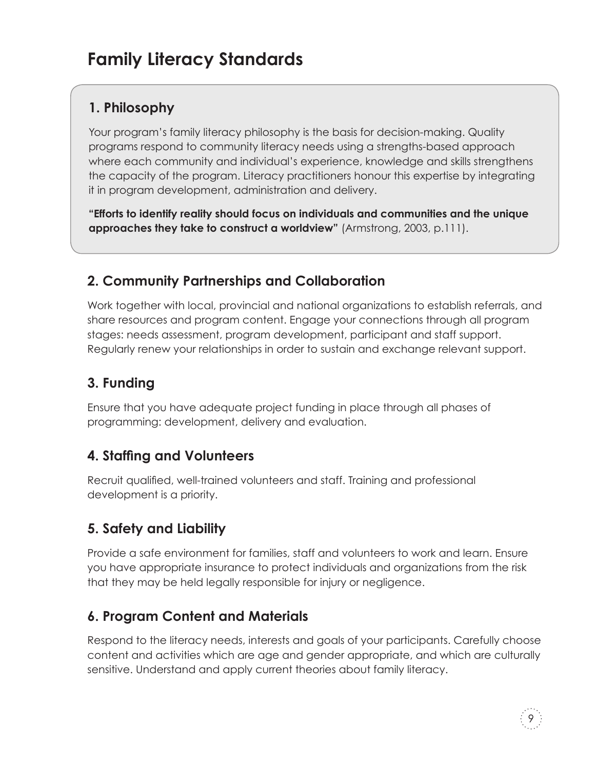# Family Literacy Standards

## 1. Philosophy

Your program's family literacy philosophy is the basis for decision-making. Quality programs respond to community literacy needs using a strengths-based approach where each community and individual's experience, knowledge and skills strengthens the capacity of the program. Literacy practitioners honour this expertise by integrating it in program development, administration and delivery.

**"Efforts to identify reality should focus on individuals and communities and the unique approaches they take to construct a worldview"** (Armstrong, 2003, p.111).

## 2. Community Partnerships and Collaboration

Work together with local, provincial and national organizations to establish referrals, and share resources and program content. Engage your connections through all program stages: needs assessment, program development, participant and staff support. Regularly renew your relationships in order to sustain and exchange relevant support.

## 3. Funding

Ensure that you have adequate project funding in place through all phases of programming: development, delivery and evaluation.

## 4. Staffing and Volunteers

Recruit qualified, well-trained volunteers and staff. Training and professional development is a priority.

## 5. Safety and Liability

Provide a safe environment for families, staff and volunteers to work and learn. Ensure you have appropriate insurance to protect individuals and organizations from the risk that they may be held legally responsible for injury or negligence.

## 6. Program Content and Materials

Respond to the literacy needs, interests and goals of your participants. Carefully choose content and activities which are age and gender appropriate, and which are culturally sensitive. Understand and apply current theories about family literacy.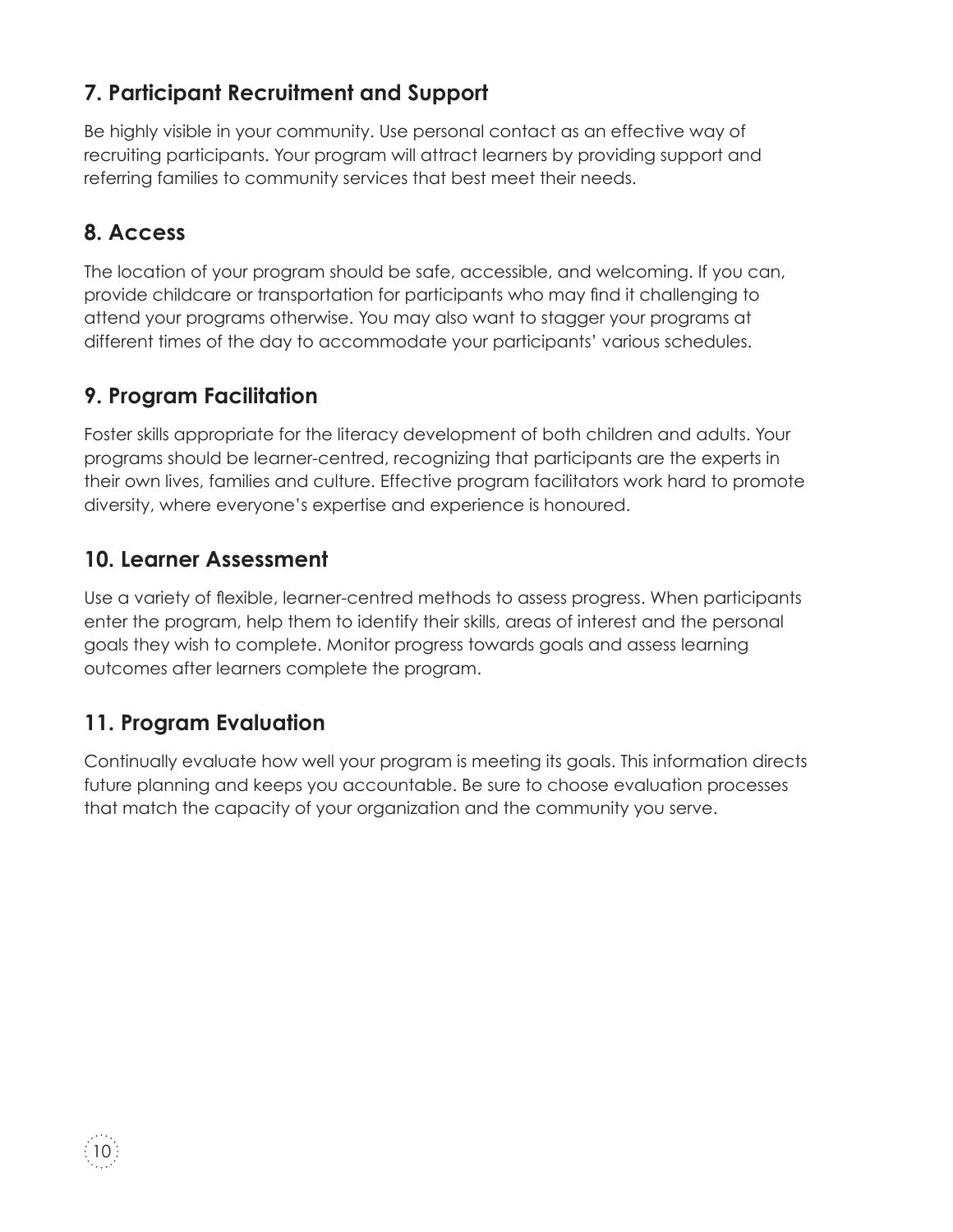## 7. Participant Recruitment and Support

Be highly visible in your community. Use personal contact as an effective way of recruiting participants. Your program will attract learners by providing support and referring families to community services that best meet their needs.

## 8. Access

The location of your program should be safe, accessible, and welcoming. If you can, provide childcare or transportation for participants who may find it challenging to attend your programs otherwise. You may also want to stagger your programs at different times of the day to accommodate your participants' various schedules.

## 9. Program Facilitation

Foster skills appropriate for the literacy development of both children and adults. Your programs should be learner-centred, recognizing that participants are the experts in their own lives, families and culture. Effective program facilitators work hard to promote diversity, where everyone's expertise and experience is honoured.

## 10. Learner Assessment

Use a variety of flexible, learner-centred methods to assess progress. When participants enter the program, help them to identify their skills, areas of interest and the personal goals they wish to complete. Monitor progress towards goals and assess learning outcomes after learners complete the program.

## 11. Program Evaluation

Continually evaluate how well your program is meeting its goals. This information directs future planning and keeps you accountable. Be sure to choose evaluation processes that match the capacity of your organization and the community you serve.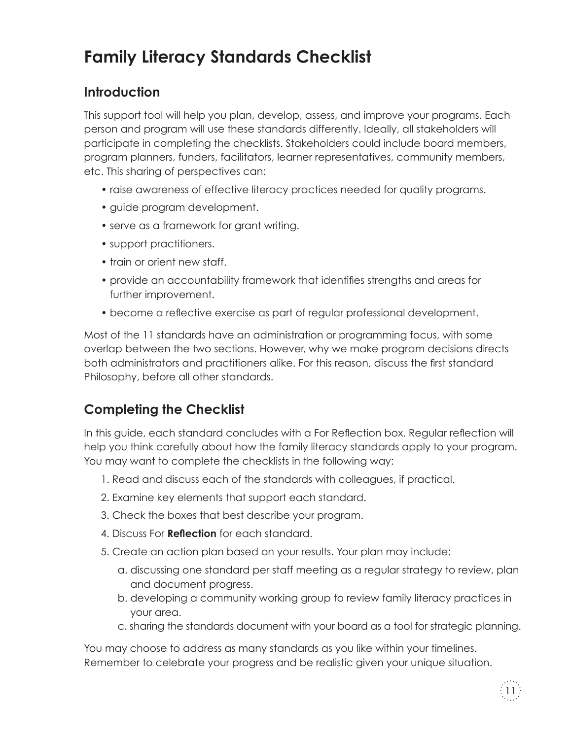# Family Literacy Standards Checklist

## Introduction

This support tool will help you plan, develop, assess, and improve your programs. Each person and program will use these standards differently. Ideally, all stakeholders will participate in completing the checklists. Stakeholders could include board members, program planners, funders, facilitators, learner representatives, community members, etc. This sharing of perspectives can:

- raise awareness of effective literacy practices needed for quality programs.
- guide program development.
- serve as a framework for grant writing.
- support practitioners.
- train or orient new staff.
- provide an accountability framework that identifies strengths and areas for further improvement.
- become a reflective exercise as part of regular professional development.

Most of the 11 standards have an administration or programming focus, with some overlap between the two sections. However, why we make program decisions directs both administrators and practitioners alike. For this reason, discuss the first standard Philosophy, before all other standards.

## Completing the Checklist

In this guide, each standard concludes with a For Reflection box. Regular reflection will help you think carefully about how the family literacy standards apply to your program. You may want to complete the checklists in the following way:

1. Read and discuss each of the standards with colleagues, if practical.
2. Examine key elements that support each standard.
3. Check the boxes that best describe your program.
4. Discuss For **Reflection** for each standard.
5. Create an action plan based on your results. Your plan may include:
   a. discussing one standard per staff meeting as a regular strategy to review, plan and document progress.
   b. developing a community working group to review family literacy practices in your area.
   c. sharing the standards document with your board as a tool for strategic planning.

You may choose to address as many standards as you like within your timelines. Remember to celebrate your progress and be realistic given your unique situation.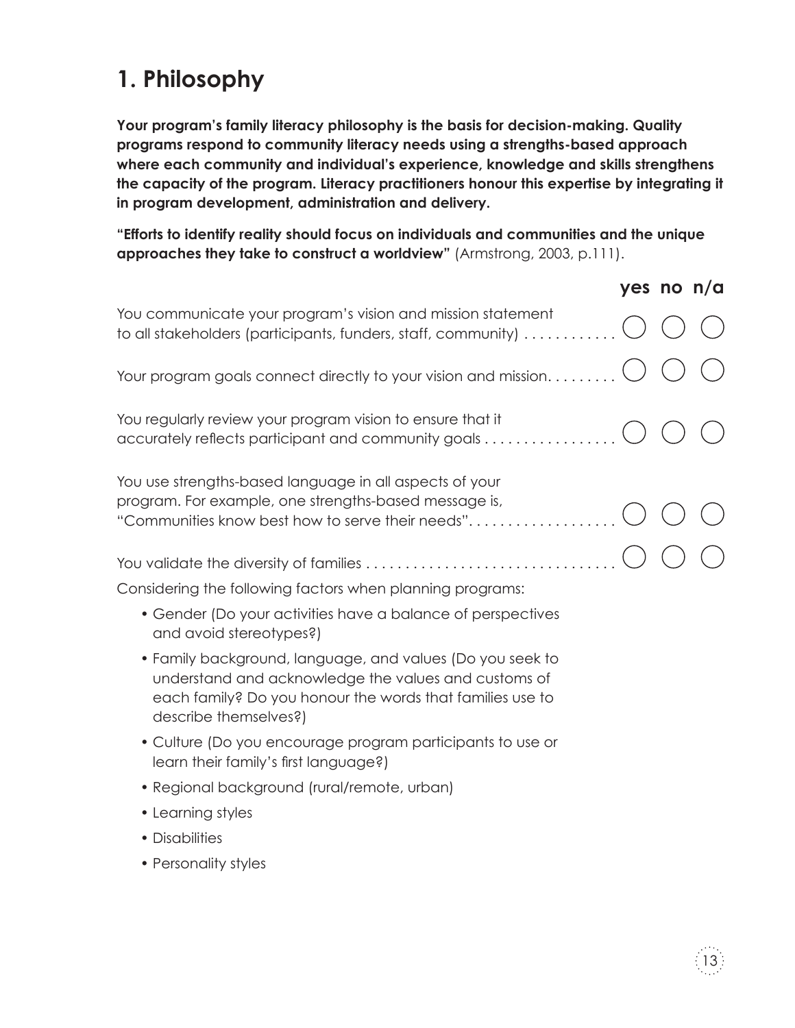# 1. Philosophy

**Your program's family literacy philosophy is the basis for decision-making. Quality programs respond to community literacy needs using a strengths-based approach where each community and individual's experience, knowledge and skills strengthens the capacity of the program. Literacy practitioners honour this expertise by integrating it in program development, administration and delivery.**

**"Efforts to identify reality should focus on individuals and communities and the unique approaches they take to construct a worldview"** (Armstrong, 2003, p.111).

| | yes | no | n/a |
|---|---|---|---|
| You communicate your program's vision and mission statement to all stakeholders (participants, funders, staff, community) | ◯ | ◯ | ◯ |
| Your program goals connect directly to your vision and mission. | ◯ | ◯ | ◯ |
| You regularly review your program vision to ensure that it accurately reflects participant and community goals | ◯ | ◯ | ◯ |
| You use strengths-based language in all aspects of your program. For example, one strengths-based message is, "Communities know best how to serve their needs". | ◯ | ◯ | ◯ |
| You validate the diversity of families | ◯ | ◯ | ◯ |

Considering the following factors when planning programs:

- Gender (Do your activities have a balance of perspectives and avoid stereotypes?)
- Family background, language, and values (Do you seek to understand and acknowledge the values and customs of each family? Do you honour the words that families use to describe themselves?)
- Culture (Do you encourage program participants to use or learn their family's first language?)
- Regional background (rural/remote, urban)
- Learning styles
- Disabilities
- Personality styles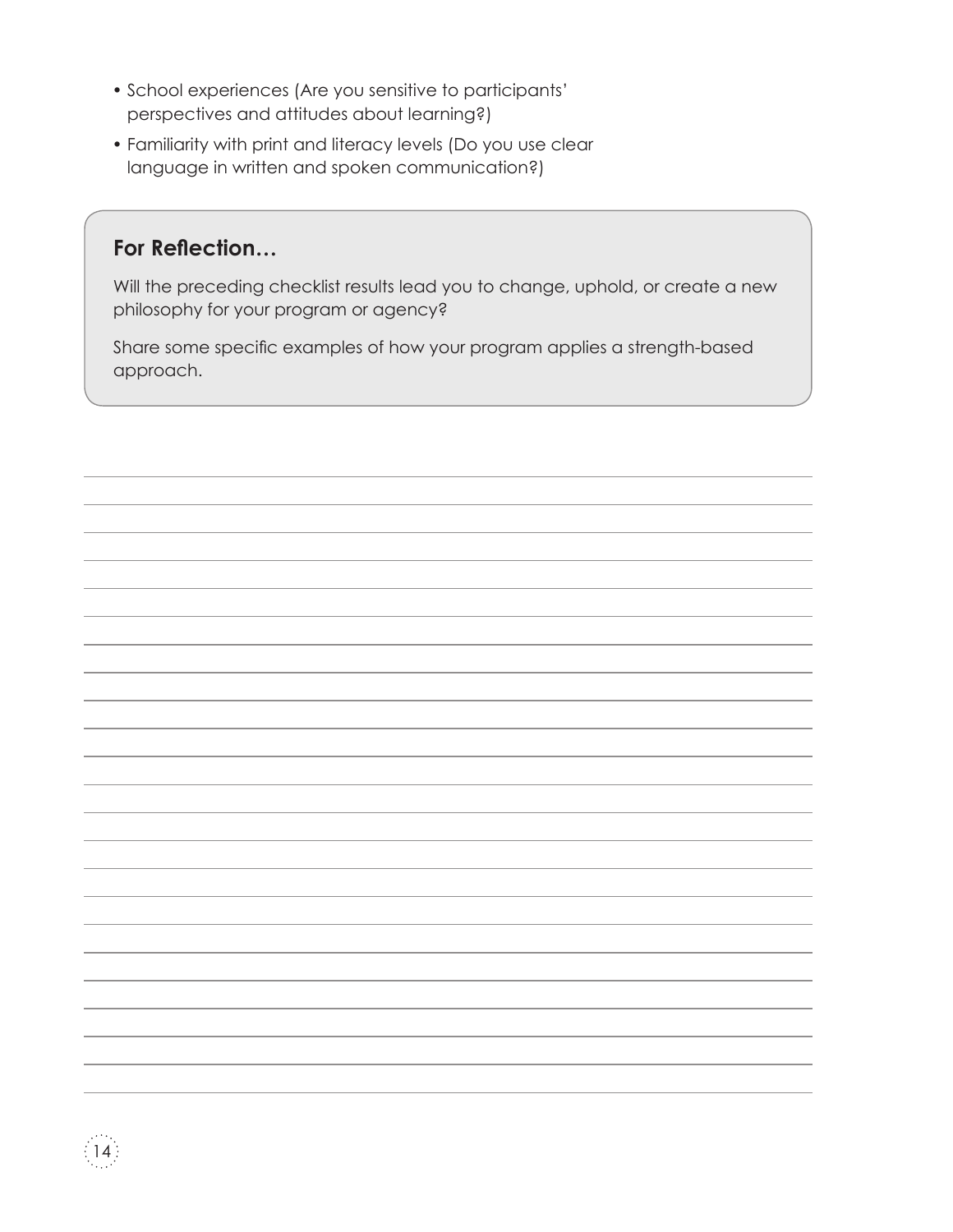- School experiences (Are you sensitive to participants' perspectives and attitudes about learning?)
- Familiarity with print and literacy levels (Do you use clear language in written and spoken communication?)

### For Reflection…

Will the preceding checklist results lead you to change, uphold, or create a new philosophy for your program or agency?

Share some specific examples of how your program applies a strength-based approach.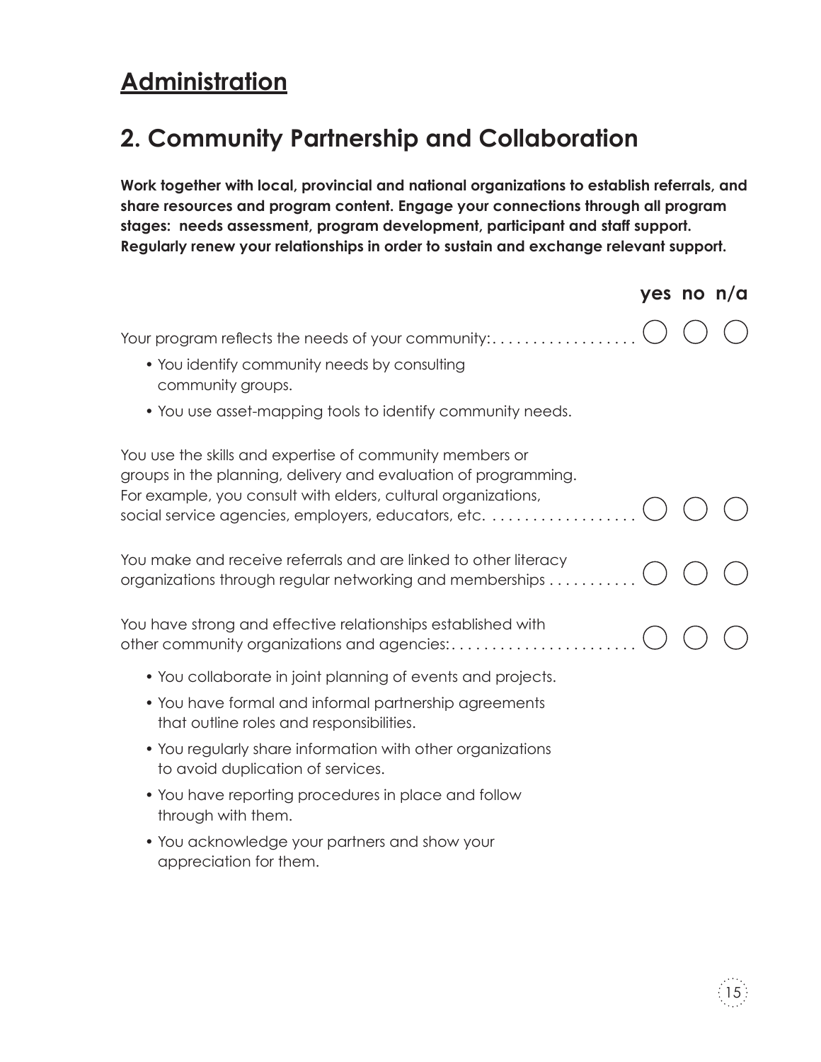## Administration

## 2. Community Partnership and Collaboration

**Work together with local, provincial and national organizations to establish referrals, and share resources and program content. Engage your connections through all program stages: needs assessment, program development, participant and staff support. Regularly renew your relationships in order to sustain and exchange relevant support.**

| | yes | no | n/a |
|---|---|---|---|
| Your program reflects the needs of your community:<br>• You identify community needs by consulting community groups.<br>• You use asset-mapping tools to identify community needs. | ◯ | ◯ | ◯ |
| You use the skills and expertise of community members or groups in the planning, delivery and evaluation of programming. For example, you consult with elders, cultural organizations, social service agencies, employers, educators, etc. | ◯ | ◯ | ◯ |
| You make and receive referrals and are linked to other literacy organizations through regular networking and memberships | ◯ | ◯ | ◯ |
| You have strong and effective relationships established with other community organizations and agencies:<br>• You collaborate in joint planning of events and projects.<br>• You have formal and informal partnership agreements that outline roles and responsibilities.<br>• You regularly share information with other organizations to avoid duplication of services.<br>• You have reporting procedures in place and follow through with them.<br>• You acknowledge your partners and show your appreciation for them. | ◯ | ◯ | ◯ |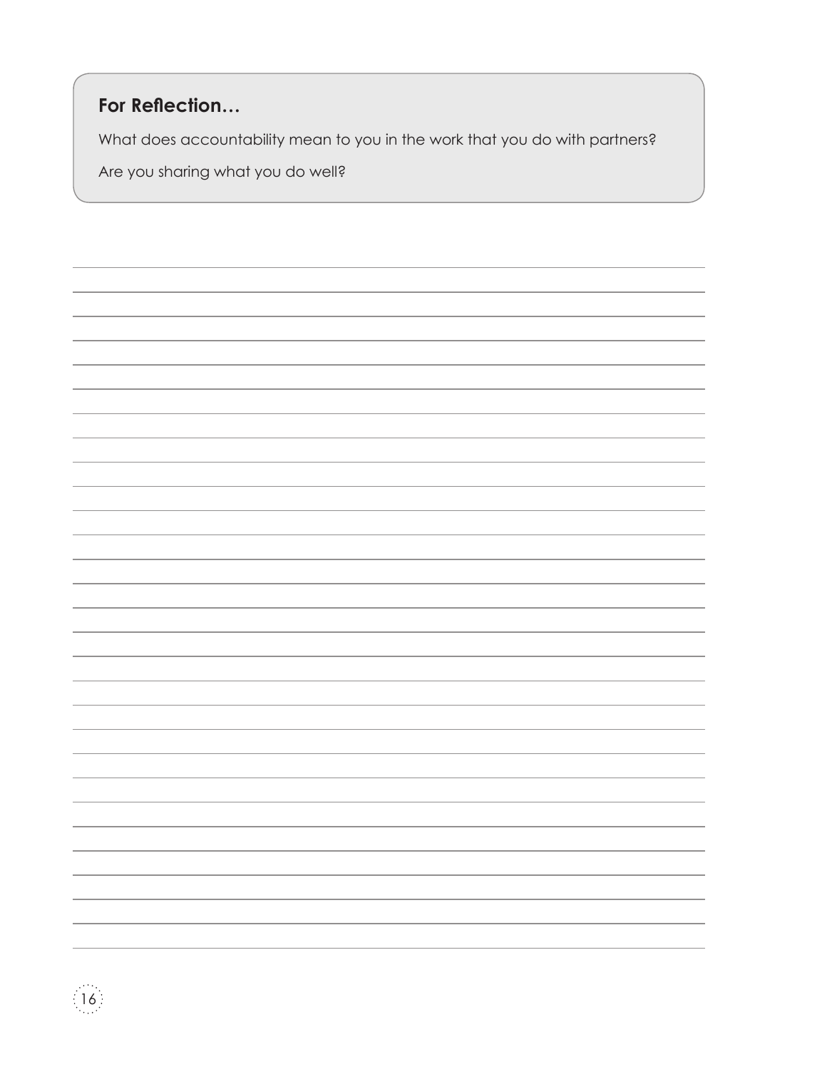### For Reflection…

What does accountability mean to you in the work that you do with partners?

Are you sharing what you do well?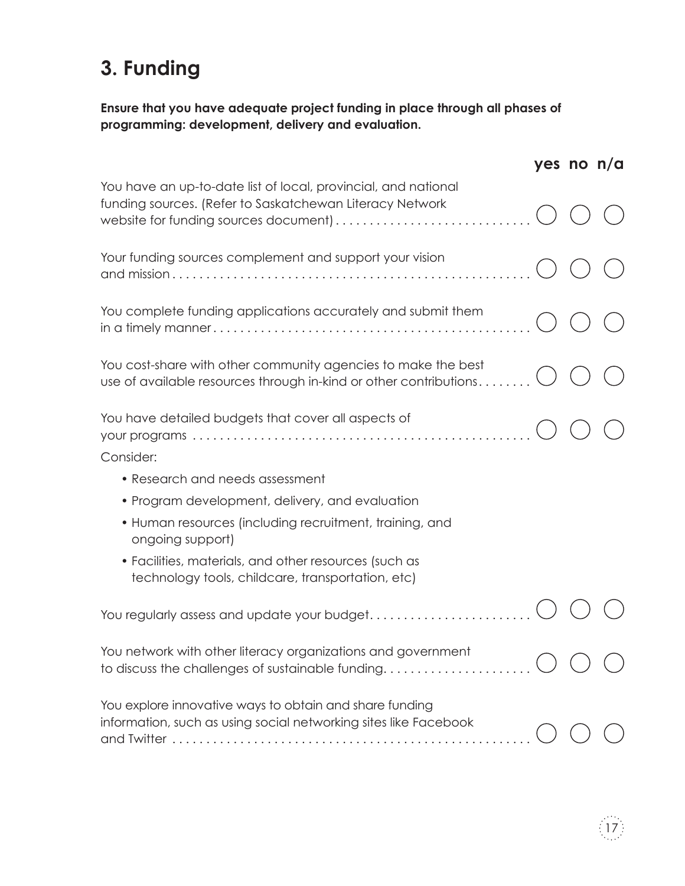## 3. Funding

**Ensure that you have adequate project funding in place through all phases of programming: development, delivery and evaluation.**

| | yes | no | n/a |
|---|---|---|---|
| You have an up-to-date list of local, provincial, and national funding sources. (Refer to Saskatchewan Literacy Network website for funding sources document) | ◯ | ◯ | ◯ |
| Your funding sources complement and support your vision and mission | ◯ | ◯ | ◯ |
| You complete funding applications accurately and submit them in a timely manner | ◯ | ◯ | ◯ |
| You cost-share with other community agencies to make the best use of available resources through in-kind or other contributions | ◯ | ◯ | ◯ |
| You have detailed budgets that cover all aspects of your programs | ◯ | ◯ | ◯ |

Consider:

- Research and needs assessment
- Program development, delivery, and evaluation
- Human resources (including recruitment, training, and ongoing support)
- Facilities, materials, and other resources (such as technology tools, childcare, transportation, etc)

| | yes | no | n/a |
|---|---|---|---|
| You regularly assess and update your budget | ◯ | ◯ | ◯ |
| You network with other literacy organizations and government to discuss the challenges of sustainable funding | ◯ | ◯ | ◯ |
| You explore innovative ways to obtain and share funding information, such as using social networking sites like Facebook and Twitter | ◯ | ◯ | ◯ |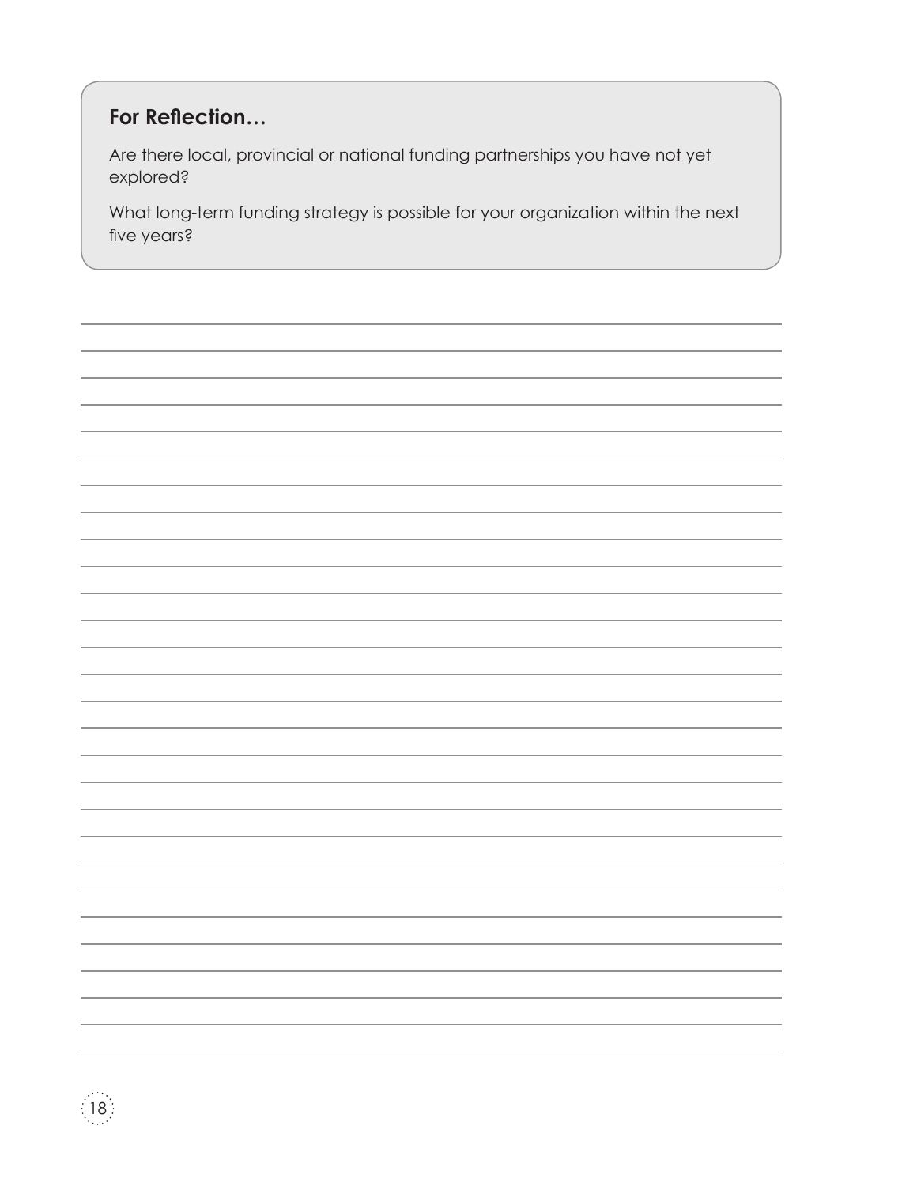### For Reflection…

Are there local, provincial or national funding partnerships you have not yet explored?

What long-term funding strategy is possible for your organization within the next five years?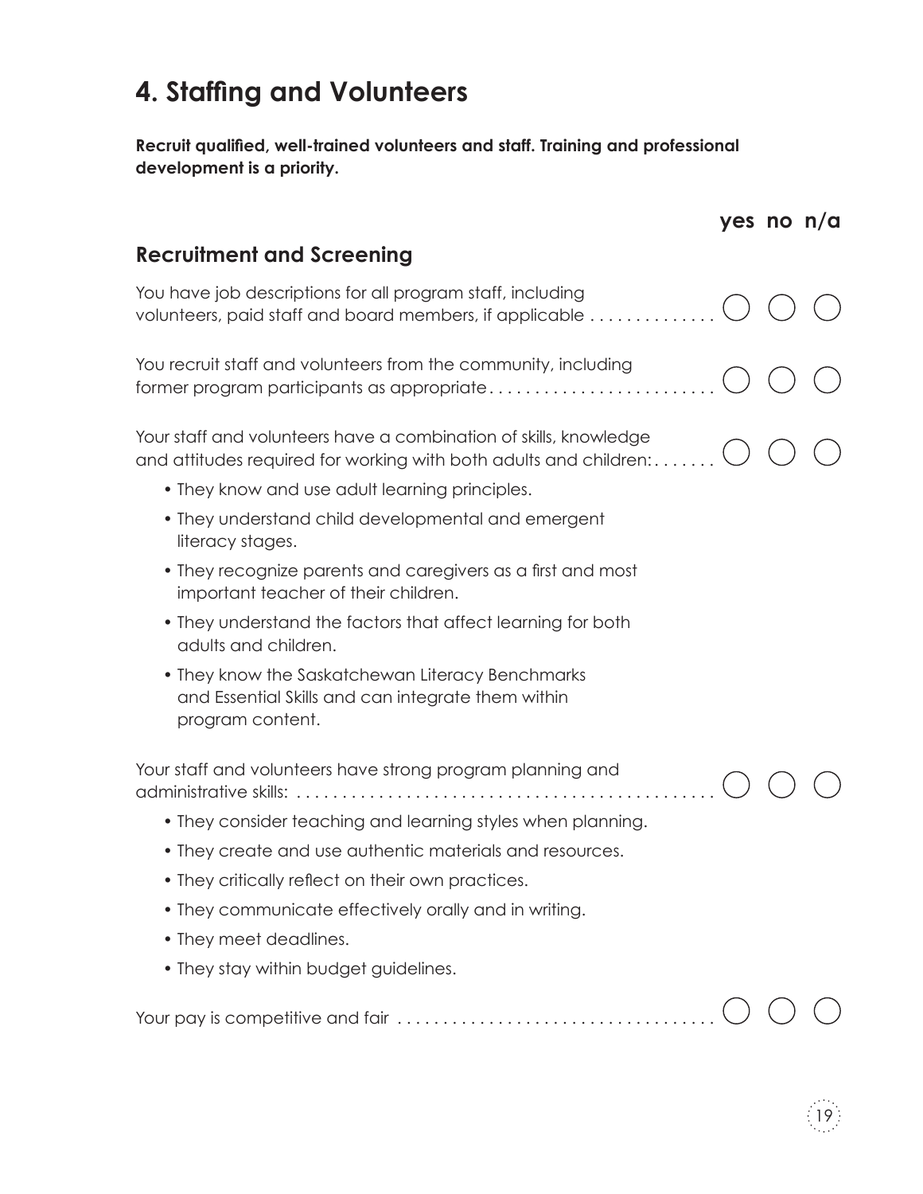# 4. Staffing and Volunteers

**Recruit qualified, well-trained volunteers and staff. Training and professional development is a priority.**

## Recruitment and Screening

| | yes | no | n/a |
|---|---|---|---|
| You have job descriptions for all program staff, including volunteers, paid staff and board members, if applicable | ○ | ○ | ○ |
| You recruit staff and volunteers from the community, including former program participants as appropriate | ○ | ○ | ○ |
| Your staff and volunteers have a combination of skills, knowledge and attitudes required for working with both adults and children: | ○ | ○ | ○ |

- They know and use adult learning principles.
- They understand child developmental and emergent literacy stages.
- They recognize parents and caregivers as a first and most important teacher of their children.
- They understand the factors that affect learning for both adults and children.
- They know the Saskatchewan Literacy Benchmarks and Essential Skills and can integrate them within program content.

| | yes | no | n/a |
|---|---|---|---|
| Your staff and volunteers have strong program planning and administrative skills: | ○ | ○ | ○ |

- They consider teaching and learning styles when planning.
- They create and use authentic materials and resources.
- They critically reflect on their own practices.
- They communicate effectively orally and in writing.
- They meet deadlines.
- They stay within budget guidelines.

| | yes | no | n/a |
|---|---|---|---|
| Your pay is competitive and fair | ○ | ○ | ○ |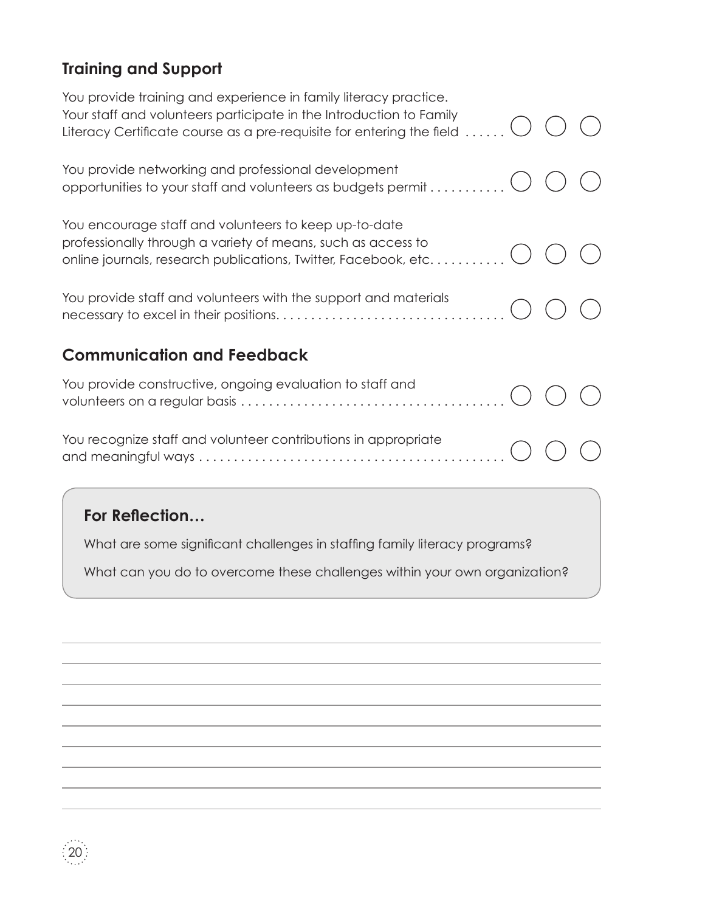## Training and Support

You provide training and experience in family literacy practice. Your staff and volunteers participate in the Introduction to Family Literacy Certificate course as a pre-requisite for entering the field ○ ○ ○

You provide networking and professional development opportunities to your staff and volunteers as budgets permit ○ ○ ○

You encourage staff and volunteers to keep up-to-date professionally through a variety of means, such as access to online journals, research publications, Twitter, Facebook, etc. ○ ○ ○

You provide staff and volunteers with the support and materials necessary to excel in their positions. ○ ○ ○

## Communication and Feedback

You provide constructive, ongoing evaluation to staff and volunteers on a regular basis ○ ○ ○

You recognize staff and volunteer contributions in appropriate and meaningful ways ○ ○ ○

### For Reflection…

What are some significant challenges in staffing family literacy programs?

What can you do to overcome these challenges within your own organization?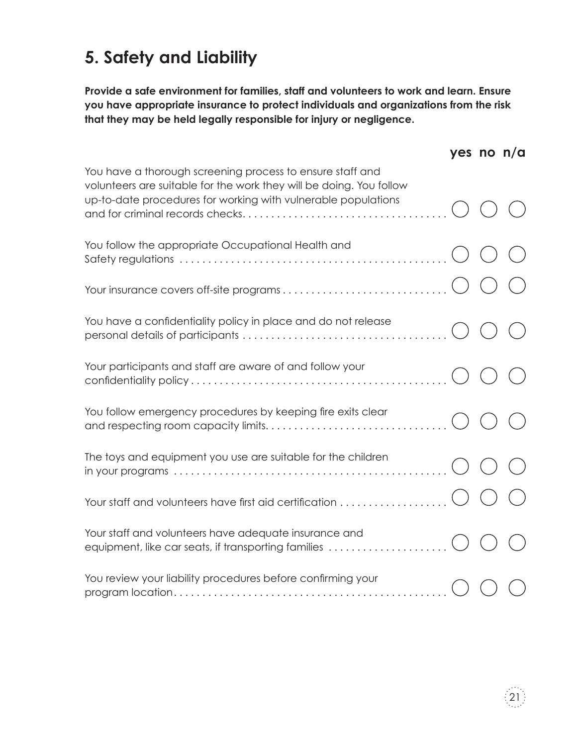## 5. Safety and Liability

**Provide a safe environment for families, staff and volunteers to work and learn. Ensure you have appropriate insurance to protect individuals and organizations from the risk that they may be held legally responsible for injury or negligence.**

| | yes | no | n/a |
|---|---|---|---|
| You have a thorough screening process to ensure staff and volunteers are suitable for the work they will be doing. You follow up-to-date procedures for working with vulnerable populations and for criminal records checks. | ◯ | ◯ | ◯ |
| You follow the appropriate Occupational Health and Safety regulations | ◯ | ◯ | ◯ |
| Your insurance covers off-site programs | ◯ | ◯ | ◯ |
| You have a confidentiality policy in place and do not release personal details of participants | ◯ | ◯ | ◯ |
| Your participants and staff are aware of and follow your confidentiality policy | ◯ | ◯ | ◯ |
| You follow emergency procedures by keeping fire exits clear and respecting room capacity limits. | ◯ | ◯ | ◯ |
| The toys and equipment you use are suitable for the children in your programs | ◯ | ◯ | ◯ |
| Your staff and volunteers have first aid certification | ◯ | ◯ | ◯ |
| Your staff and volunteers have adequate insurance and equipment, like car seats, if transporting families | ◯ | ◯ | ◯ |
| You review your liability procedures before confirming your program location. | ◯ | ◯ | ◯ |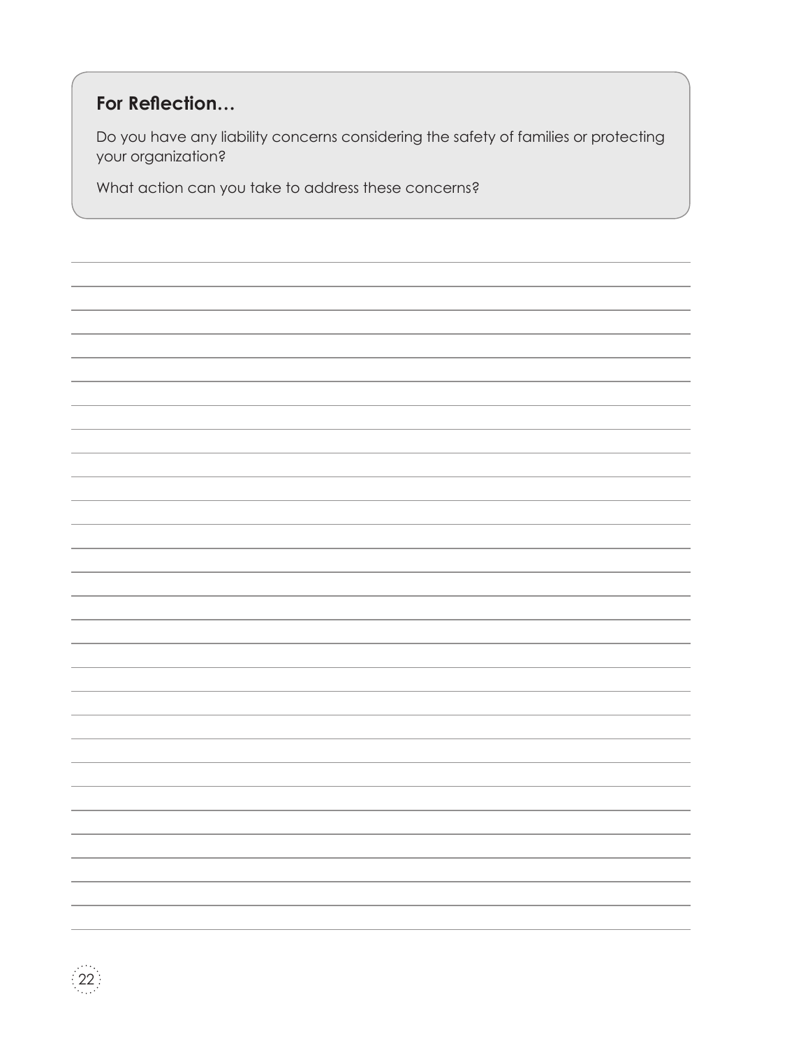### For Reflection…

Do you have any liability concerns considering the safety of families or protecting your organization?

What action can you take to address these concerns?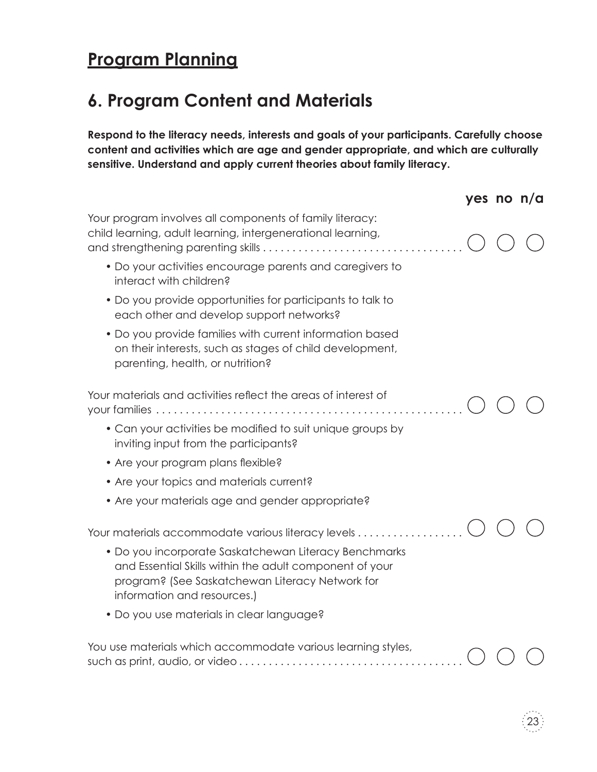# Program Planning

## 6. Program Content and Materials

**Respond to the literacy needs, interests and goals of your participants. Carefully choose content and activities which are age and gender appropriate, and which are culturally sensitive. Understand and apply current theories about family literacy.**

| | yes | no | n/a |
|---|---|---|---|
| Your program involves all components of family literacy: child learning, adult learning, intergenerational learning, and strengthening parenting skills | ○ | ○ | ○ |

- Do your activities encourage parents and caregivers to interact with children?
- Do you provide opportunities for participants to talk to each other and develop support networks?
- Do you provide families with current information based on their interests, such as stages of child development, parenting, health, or nutrition?

| | yes | no | n/a |
|---|---|---|---|
| Your materials and activities reflect the areas of interest of your families | ○ | ○ | ○ |

- Can your activities be modified to suit unique groups by inviting input from the participants?
- Are your program plans flexible?
- Are your topics and materials current?
- Are your materials age and gender appropriate?

| | yes | no | n/a |
|---|---|---|---|
| Your materials accommodate various literacy levels | ○ | ○ | ○ |

- Do you incorporate Saskatchewan Literacy Benchmarks and Essential Skills within the adult component of your program? (See Saskatchewan Literacy Network for information and resources.)
- Do you use materials in clear language?

| | yes | no | n/a |
|---|---|---|---|
| You use materials which accommodate various learning styles, such as print, audio, or video | ○ | ○ | ○ |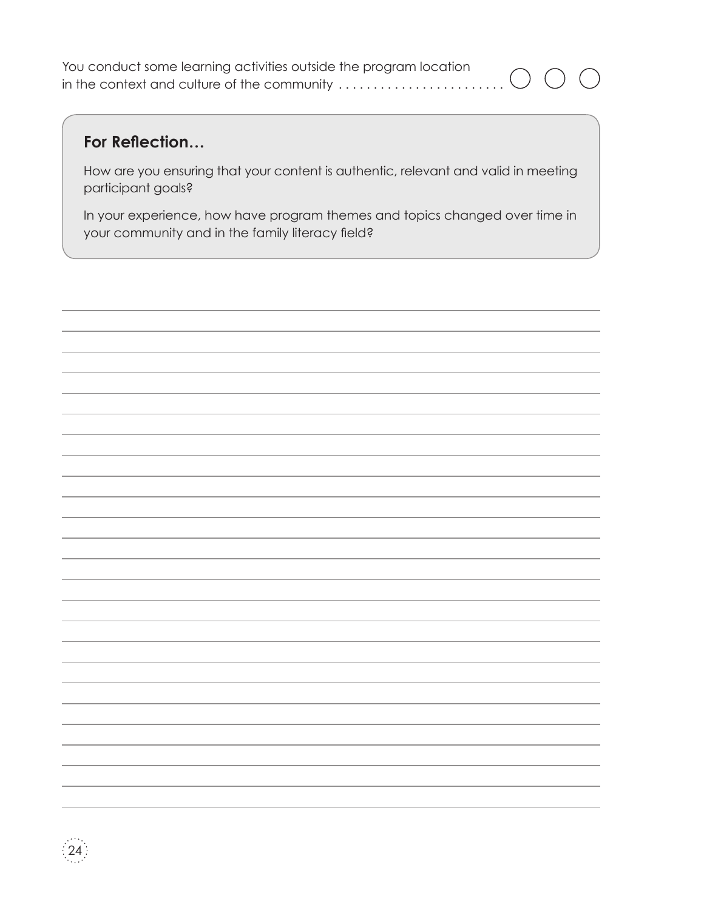You conduct some learning activities outside the program location in the context and culture of the community ........................ ◯ ◯ ◯

### For Reflection…

How are you ensuring that your content is authentic, relevant and valid in meeting participant goals?

In your experience, how have program themes and topics changed over time in your community and in the family literacy field?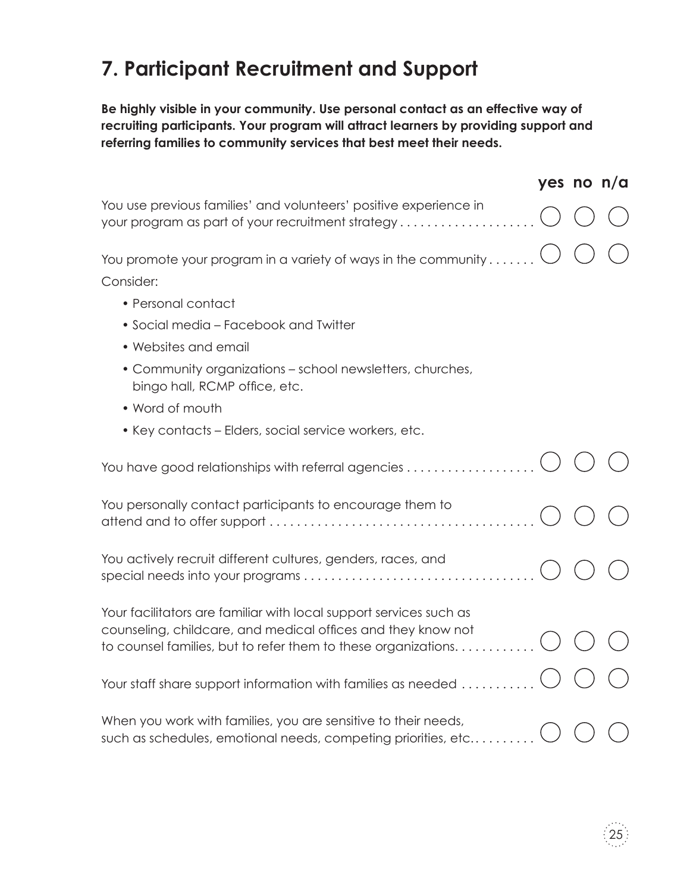## 7. Participant Recruitment and Support

**Be highly visible in your community. Use personal contact as an effective way of recruiting participants. Your program will attract learners by providing support and referring families to community services that best meet their needs.**

| | yes | no | n/a |
|---|---|---|---|
| You use previous families' and volunteers' positive experience in your program as part of your recruitment strategy | ○ | ○ | ○ |
| You promote your program in a variety of ways in the community | ○ | ○ | ○ |

Consider:

- Personal contact
- Social media – Facebook and Twitter
- Websites and email
- Community organizations – school newsletters, churches, bingo hall, RCMP office, etc.
- Word of mouth
- Key contacts – Elders, social service workers, etc.

| | yes | no | n/a |
|---|---|---|---|
| You have good relationships with referral agencies | ○ | ○ | ○ |
| You personally contact participants to encourage them to attend and to offer support | ○ | ○ | ○ |
| You actively recruit different cultures, genders, races, and special needs into your programs | ○ | ○ | ○ |
| Your facilitators are familiar with local support services such as counseling, childcare, and medical offices and they know not to counsel families, but to refer them to these organizations. | ○ | ○ | ○ |
| Your staff share support information with families as needed | ○ | ○ | ○ |
| When you work with families, you are sensitive to their needs, such as schedules, emotional needs, competing priorities, etc. | ○ | ○ | ○ |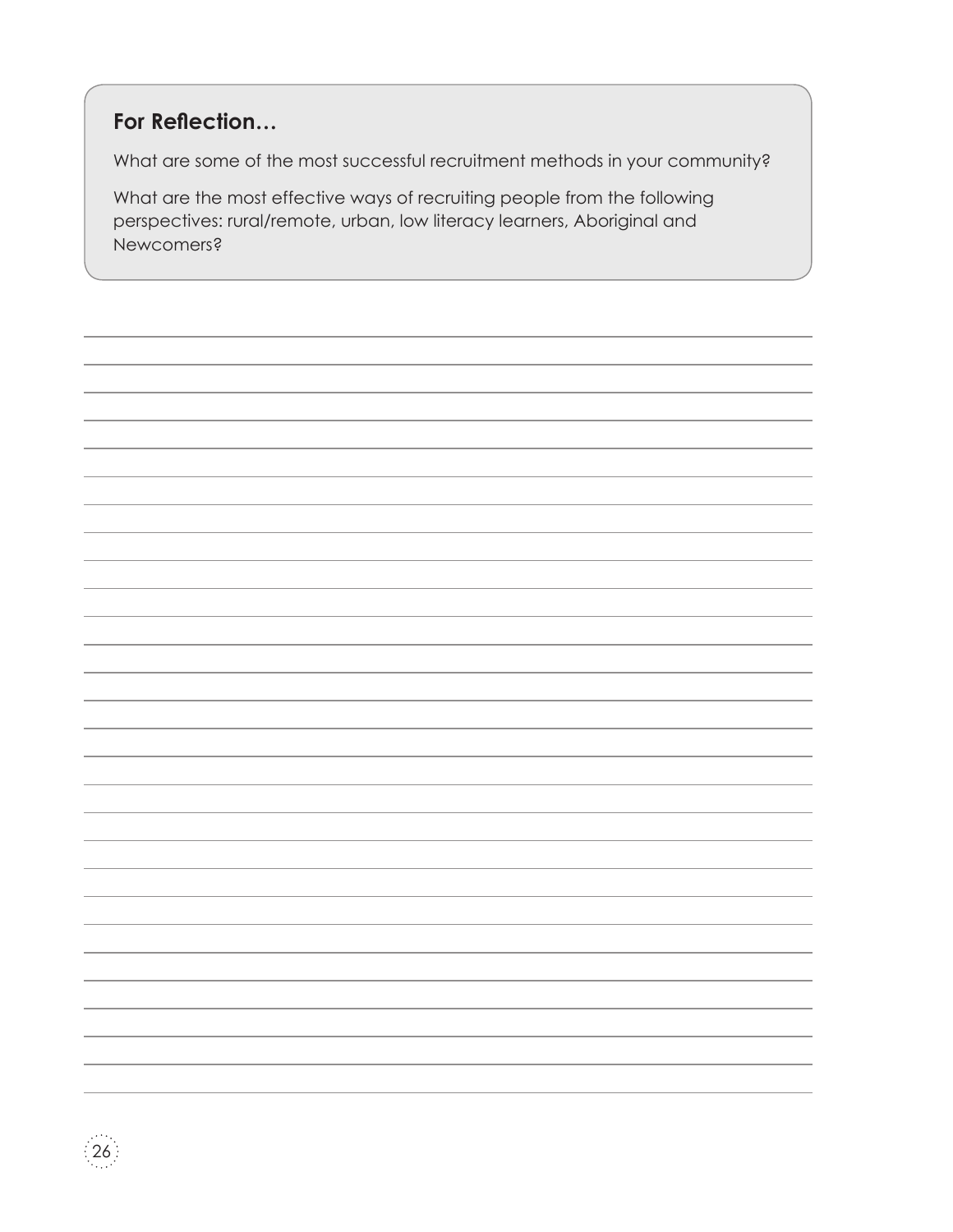### For Reflection…

What are some of the most successful recruitment methods in your community?

What are the most effective ways of recruiting people from the following perspectives: rural/remote, urban, low literacy learners, Aboriginal and Newcomers?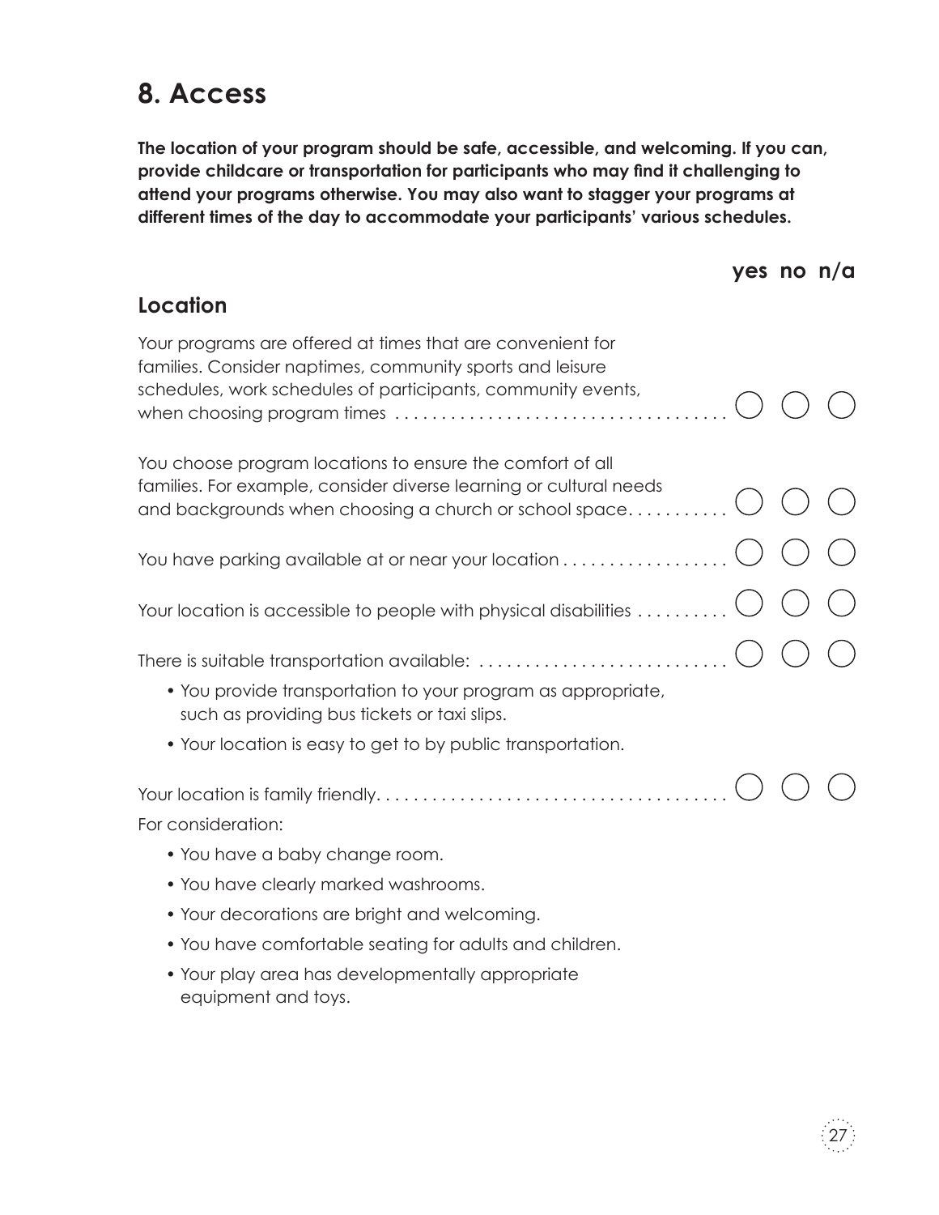## 8. Access

**The location of your program should be safe, accessible, and welcoming. If you can, provide childcare or transportation for participants who may find it challenging to attend your programs otherwise. You may also want to stagger your programs at different times of the day to accommodate your participants' various schedules.**

### Location

| | yes | no | n/a |
|---|---|---|---|
| Your programs are offered at times that are convenient for families. Consider naptimes, community sports and leisure schedules, work schedules of participants, community events, when choosing program times | ◯ | ◯ | ◯ |
| You choose program locations to ensure the comfort of all families. For example, consider diverse learning or cultural needs and backgrounds when choosing a church or school space. | ◯ | ◯ | ◯ |
| You have parking available at or near your location | ◯ | ◯ | ◯ |
| Your location is accessible to people with physical disabilities | ◯ | ◯ | ◯ |
| There is suitable transportation available: | ◯ | ◯ | ◯ |
| Your location is family friendly. | ◯ | ◯ | ◯ |

There is suitable transportation available:

- You provide transportation to your program as appropriate, such as providing bus tickets or taxi slips.
- Your location is easy to get to by public transportation.

Your location is family friendly.

For consideration:

- You have a baby change room.
- You have clearly marked washrooms.
- Your decorations are bright and welcoming.
- You have comfortable seating for adults and children.
- Your play area has developmentally appropriate equipment and toys.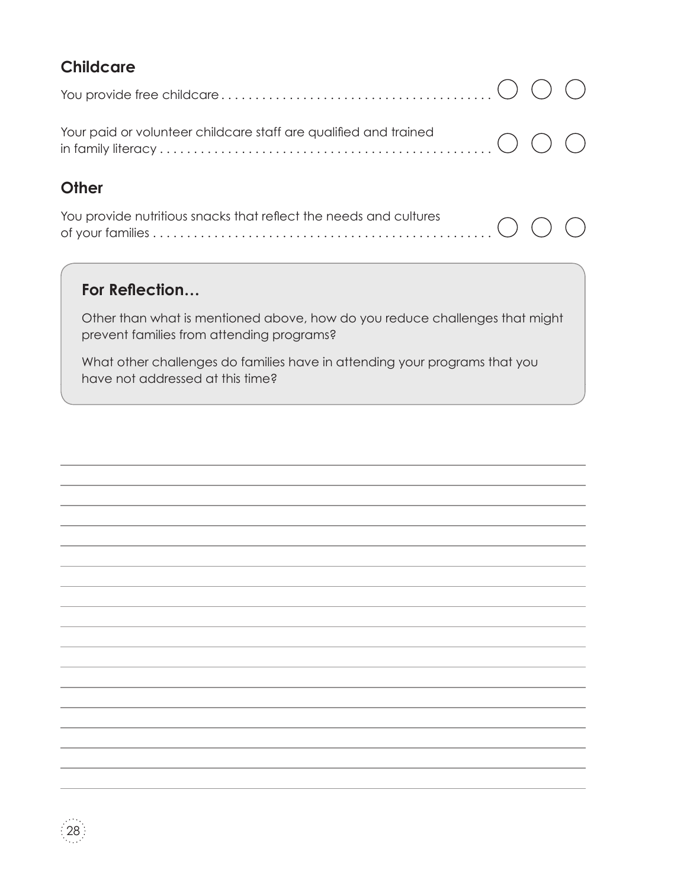## Childcare

You provide free childcare ○ ○ ○

Your paid or volunteer childcare staff are qualified and trained in family literacy ○ ○ ○

## Other

You provide nutritious snacks that reflect the needs and cultures of your families ○ ○ ○

### For Reflection…

Other than what is mentioned above, how do you reduce challenges that might prevent families from attending programs?

What other challenges do families have in attending your programs that you have not addressed at this time?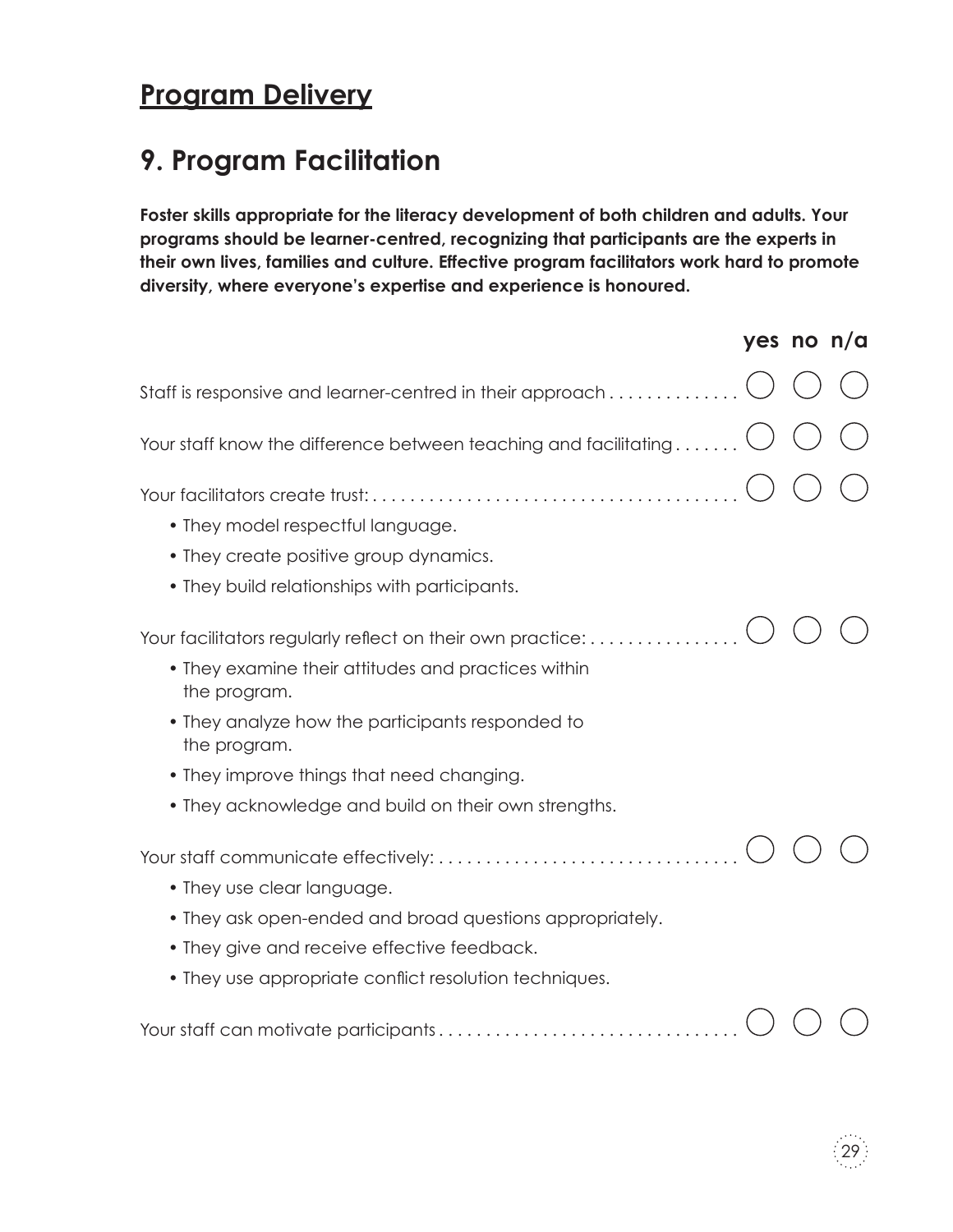## Program Delivery

# 9. Program Facilitation

**Foster skills appropriate for the literacy development of both children and adults. Your programs should be learner-centred, recognizing that participants are the experts in their own lives, families and culture. Effective program facilitators work hard to promote diversity, where everyone's expertise and experience is honoured.**

| | yes | no | n/a |
|---|---|---|---|
| Staff is responsive and learner-centred in their approach | ◯ | ◯ | ◯ |
| Your staff know the difference between teaching and facilitating | ◯ | ◯ | ◯ |
| Your facilitators create trust:<br>• They model respectful language.<br>• They create positive group dynamics.<br>• They build relationships with participants. | ◯ | ◯ | ◯ |
| Your facilitators regularly reflect on their own practice:<br>• They examine their attitudes and practices within the program.<br>• They analyze how the participants responded to the program.<br>• They improve things that need changing.<br>• They acknowledge and build on their own strengths. | ◯ | ◯ | ◯ |
| Your staff communicate effectively:<br>• They use clear language.<br>• They ask open-ended and broad questions appropriately.<br>• They give and receive effective feedback.<br>• They use appropriate conflict resolution techniques. | ◯ | ◯ | ◯ |
| Your staff can motivate participants | ◯ | ◯ | ◯ |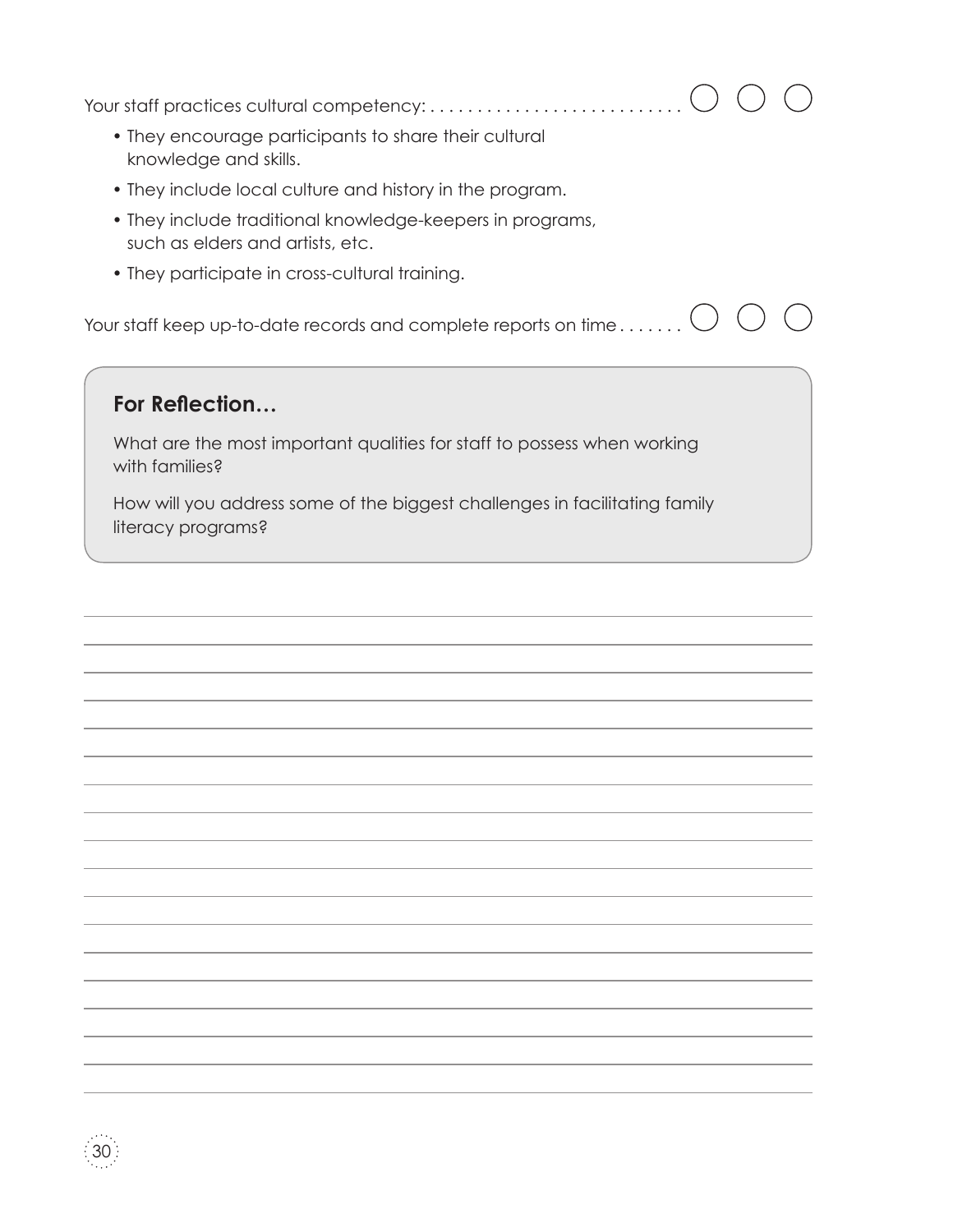Your staff practices cultural competency: . . . . . . . . . . . . . . . . . . . . . . . . . . . ◯ ◯ ◯

- They encourage participants to share their cultural knowledge and skills.
- They include local culture and history in the program.
- They include traditional knowledge-keepers in programs, such as elders and artists, etc.
- They participate in cross-cultural training.

Your staff keep up-to-date records and complete reports on time . . . . . . . ◯ ◯ ◯

### For Reflection…

What are the most important qualities for staff to possess when working with families?

How will you address some of the biggest challenges in facilitating family literacy programs?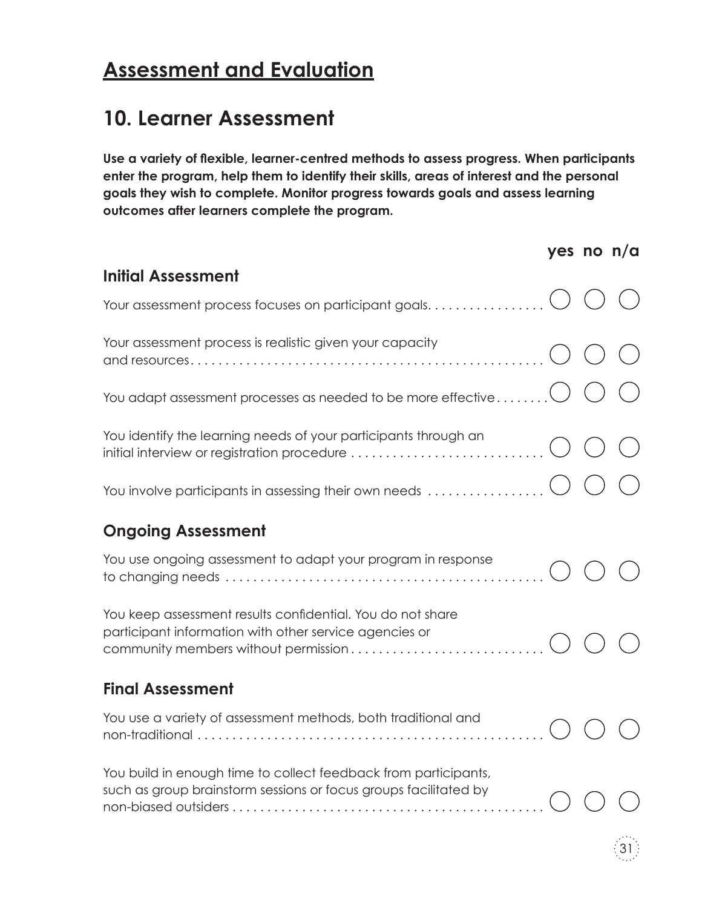# Assessment and Evaluation

## 10. Learner Assessment

**Use a variety of flexible, learner-centred methods to assess progress. When participants enter the program, help them to identify their skills, areas of interest and the personal goals they wish to complete. Monitor progress towards goals and assess learning outcomes after learners complete the program.**

| | yes | no | n/a |
|---|---|---|---|
| **Initial Assessment** | | | |
| Your assessment process focuses on participant goals. | ○ | ○ | ○ |
| Your assessment process is realistic given your capacity and resources | ○ | ○ | ○ |
| You adapt assessment processes as needed to be more effective | ○ | ○ | ○ |
| You identify the learning needs of your participants through an initial interview or registration procedure | ○ | ○ | ○ |
| You involve participants in assessing their own needs | ○ | ○ | ○ |
| **Ongoing Assessment** | | | |
| You use ongoing assessment to adapt your program in response to changing needs | ○ | ○ | ○ |
| You keep assessment results confidential. You do not share participant information with other service agencies or community members without permission | ○ | ○ | ○ |
| **Final Assessment** | | | |
| You use a variety of assessment methods, both traditional and non-traditional | ○ | ○ | ○ |
| You build in enough time to collect feedback from participants, such as group brainstorm sessions or focus groups facilitated by non-biased outsiders | ○ | ○ | ○ |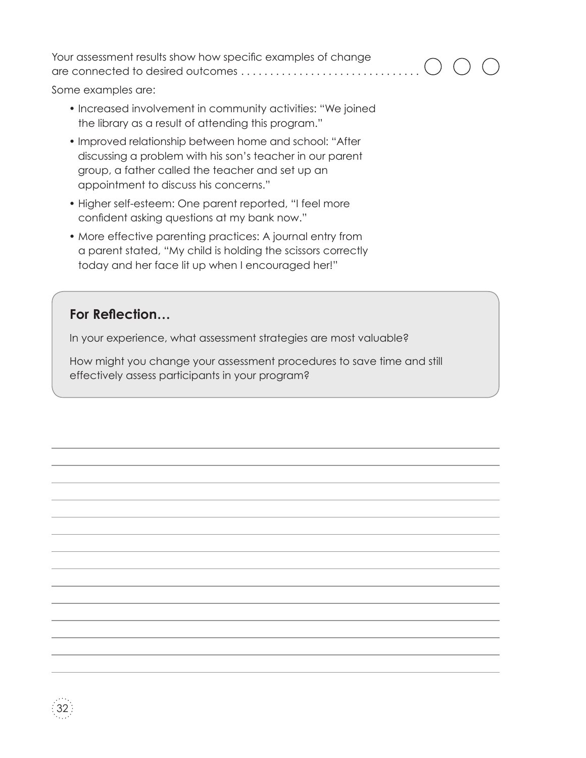Your assessment results show how specific examples of change are connected to desired outcomes . . . . . . . . . . . . . . . . . . . . . . . . . . . . . . ○ ○ ○

Some examples are:

- Increased involvement in community activities: "We joined the library as a result of attending this program."
- Improved relationship between home and school: "After discussing a problem with his son's teacher in our parent group, a father called the teacher and set up an appointment to discuss his concerns."
- Higher self-esteem: One parent reported, "I feel more confident asking questions at my bank now."
- More effective parenting practices: A journal entry from a parent stated, "My child is holding the scissors correctly today and her face lit up when I encouraged her!"

## For Reflection…

In your experience, what assessment strategies are most valuable?

How might you change your assessment procedures to save time and still effectively assess participants in your program?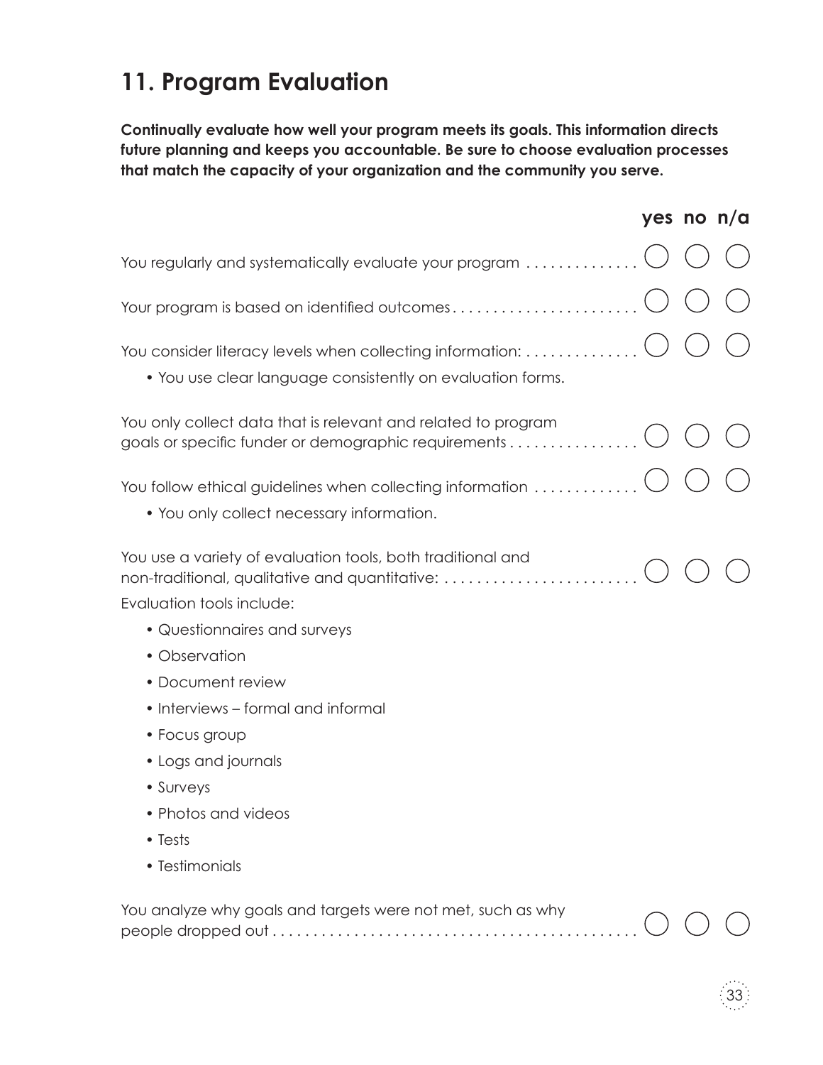## 11. Program Evaluation

**Continually evaluate how well your program meets its goals. This information directs future planning and keeps you accountable. Be sure to choose evaluation processes that match the capacity of your organization and the community you serve.**

| | yes | no | n/a |
|---|---|---|---|
| You regularly and systematically evaluate your program | ◯ | ◯ | ◯ |
| Your program is based on identified outcomes | ◯ | ◯ | ◯ |
| You consider literacy levels when collecting information: <br> • You use clear language consistently on evaluation forms. | ◯ | ◯ | ◯ |
| You only collect data that is relevant and related to program goals or specific funder or demographic requirements | ◯ | ◯ | ◯ |
| You follow ethical guidelines when collecting information <br> • You only collect necessary information. | ◯ | ◯ | ◯ |
| You use a variety of evaluation tools, both traditional and non-traditional, qualitative and quantitative: <br> Evaluation tools include: <br> • Questionnaires and surveys <br> • Observation <br> • Document review <br> • Interviews – formal and informal <br> • Focus group <br> • Logs and journals <br> • Surveys <br> • Photos and videos <br> • Tests <br> • Testimonials | ◯ | ◯ | ◯ |
| You analyze why goals and targets were not met, such as why people dropped out | ◯ | ◯ | ◯ |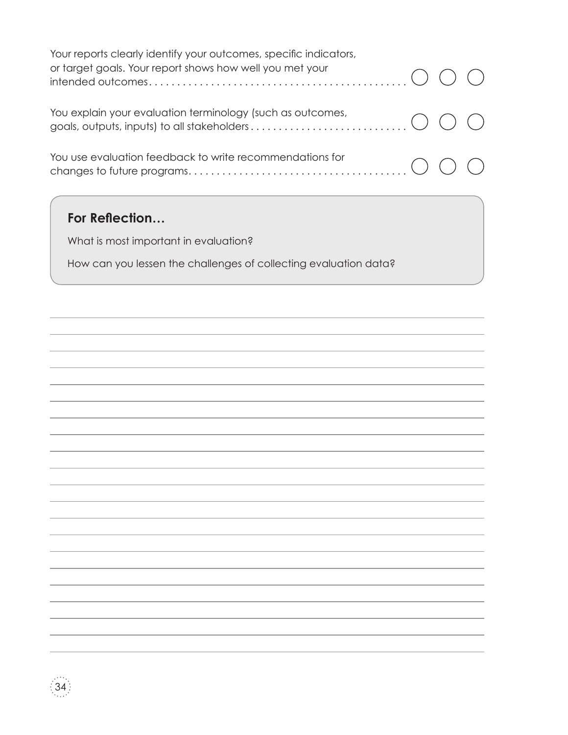Your reports clearly identify your outcomes, specific indicators, or target goals. Your report shows how well you met your intended outcomes. . . . . . . . . . . . . . . . . . . . . . . . . . . . . . . . . . . . . . . . . . . . . . ◯ ◯ ◯

You explain your evaluation terminology (such as outcomes, goals, outputs, inputs) to all stakeholders . . . . . . . . . . . . . . . . . . . . . . . . . . . . ◯ ◯ ◯

You use evaluation feedback to write recommendations for changes to future programs. . . . . . . . . . . . . . . . . . . . . . . . . . . . . . . . . . . . . . . ◯ ◯ ◯

### For Reflection…

What is most important in evaluation?

How can you lessen the challenges of collecting evaluation data?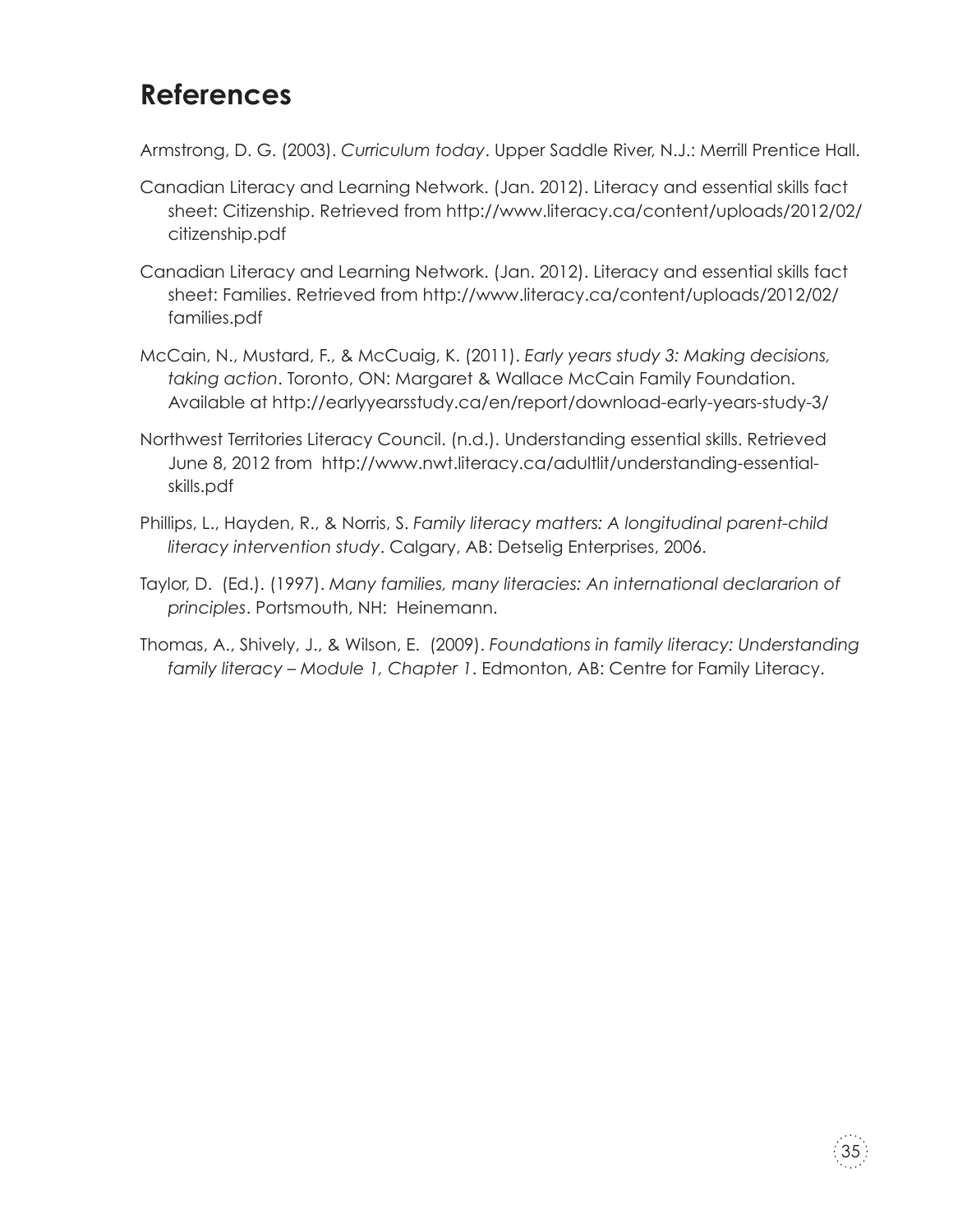# References

Armstrong, D. G. (2003). *Curriculum today*. Upper Saddle River, N.J.: Merrill Prentice Hall.

Canadian Literacy and Learning Network. (Jan. 2012). Literacy and essential skills fact sheet: Citizenship. Retrieved from http://www.literacy.ca/content/uploads/2012/02/citizenship.pdf

Canadian Literacy and Learning Network. (Jan. 2012). Literacy and essential skills fact sheet: Families. Retrieved from http://www.literacy.ca/content/uploads/2012/02/families.pdf

McCain, N., Mustard, F., & McCuaig, K. (2011). *Early years study 3: Making decisions, taking action*. Toronto, ON: Margaret & Wallace McCain Family Foundation. Available at http://earlyyearsstudy.ca/en/report/download-early-years-study-3/

Northwest Territories Literacy Council. (n.d.). Understanding essential skills. Retrieved June 8, 2012 from http://www.nwt.literacy.ca/adultlit/understanding-essential-skills.pdf

Phillips, L., Hayden, R., & Norris, S. *Family literacy matters: A longitudinal parent-child literacy intervention study*. Calgary, AB: Detselig Enterprises, 2006.

Taylor, D. (Ed.). (1997). *Many families, many literacies: An international declararion of principles*. Portsmouth, NH: Heinemann.

Thomas, A., Shively, J., & Wilson, E. (2009). *Foundations in family literacy: Understanding family literacy – Module 1, Chapter 1*. Edmonton, AB: Centre for Family Literacy.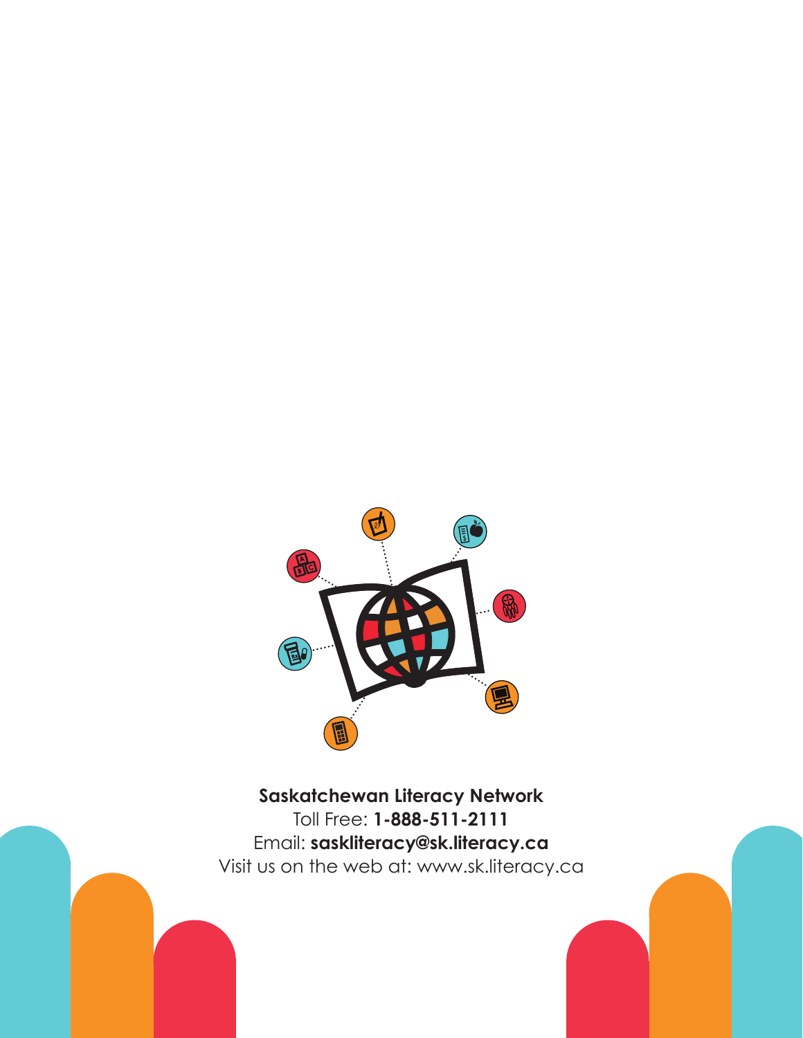**Saskatchewan Literacy Network**
Toll Free: **1-888-511-2111**
Email: **saskliteracy@sk.literacy.ca**
Visit us on the web at: www.sk.literacy.ca